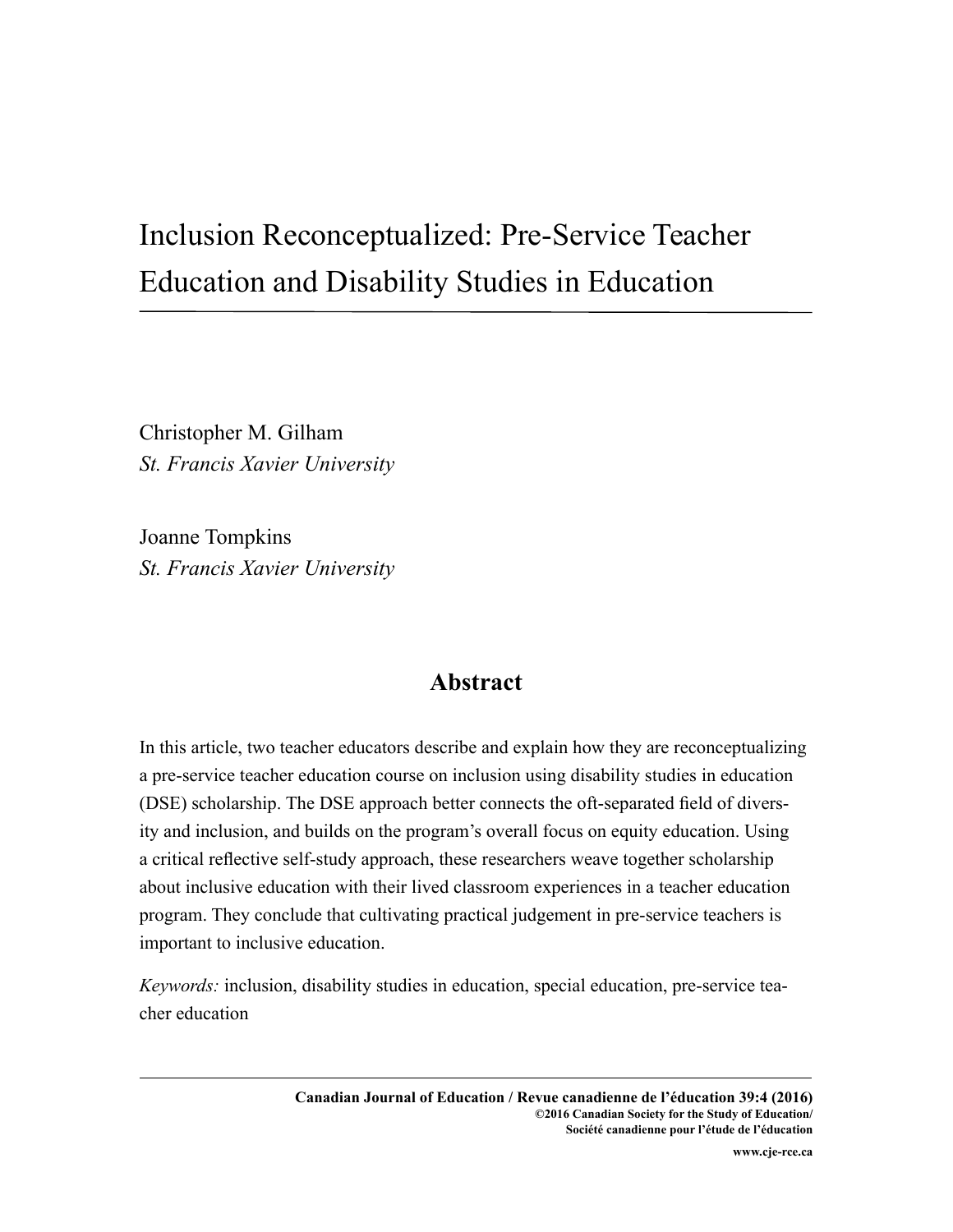# Inclusion Reconceptualized: Pre-Service Teacher Education and Disability Studies in Education

Christopher M. Gilham
*St. Francis Xavier University*

Joanne Tompkins
*St. Francis Xavier University*

## Abstract

In this article, two teacher educators describe and explain how they are reconceptualizing a pre-service teacher education course on inclusion using disability studies in education (DSE) scholarship. The DSE approach better connects the oft-separated field of diversity and inclusion, and builds on the program's overall focus on equity education. Using a critical reflective self-study approach, these researchers weave together scholarship about inclusive education with their lived classroom experiences in a teacher education program. They conclude that cultivating practical judgement in pre-service teachers is important to inclusive education.

*Keywords:* inclusion, disability studies in education, special education, pre-service teacher education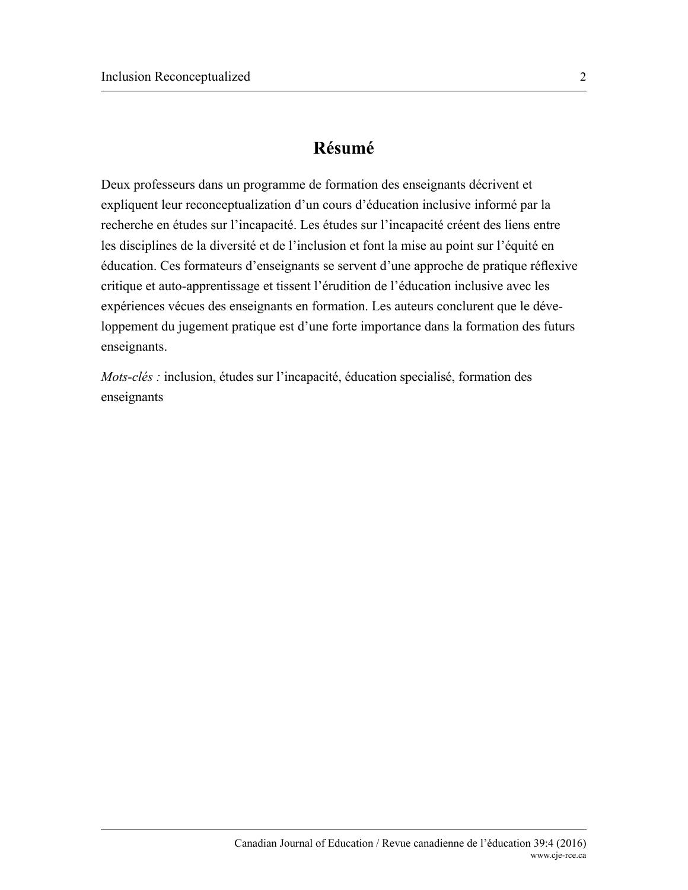## Résumé

Deux professeurs dans un programme de formation des enseignants décrivent et expliquent leur reconceptualization d'un cours d'éducation inclusive informé par la recherche en études sur l'incapacité. Les études sur l'incapacité créent des liens entre les disciplines de la diversité et de l'inclusion et font la mise au point sur l'équité en éducation. Ces formateurs d'enseignants se servent d'une approche de pratique réflexive critique et auto-apprentissage et tissent l'érudition de l'éducation inclusive avec les expériences vécues des enseignants en formation. Les auteurs conclurent que le développement du jugement pratique est d'une forte importance dans la formation des futurs enseignants.

*Mots-clés :* inclusion, études sur l'incapacité, éducation specialisé, formation des enseignants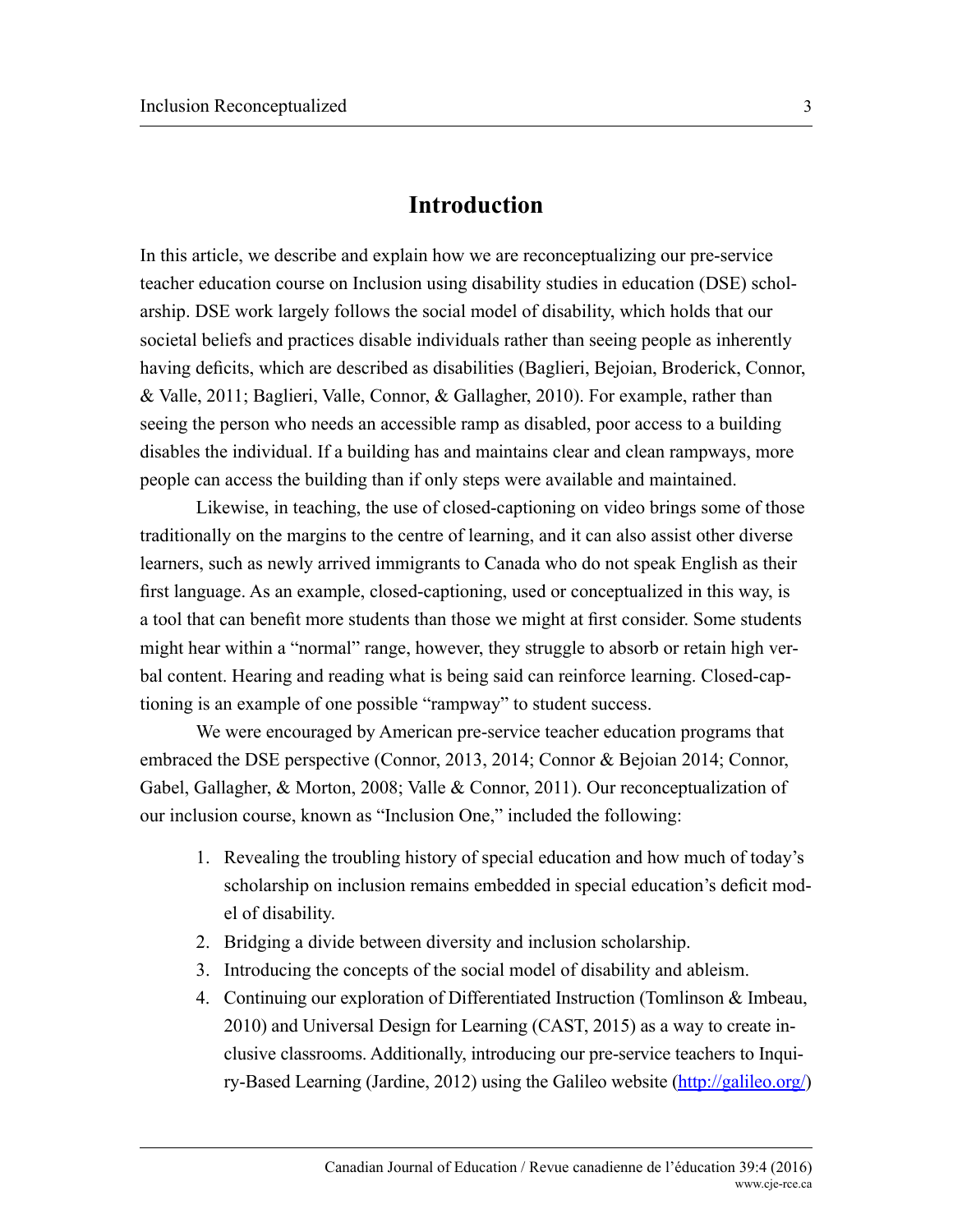# Introduction

In this article, we describe and explain how we are reconceptualizing our pre-service teacher education course on Inclusion using disability studies in education (DSE) scholarship. DSE work largely follows the social model of disability, which holds that our societal beliefs and practices disable individuals rather than seeing people as inherently having deficits, which are described as disabilities (Baglieri, Bejoian, Broderick, Connor, & Valle, 2011; Baglieri, Valle, Connor, & Gallagher, 2010). For example, rather than seeing the person who needs an accessible ramp as disabled, poor access to a building disables the individual. If a building has and maintains clear and clean rampways, more people can access the building than if only steps were available and maintained.

Likewise, in teaching, the use of closed-captioning on video brings some of those traditionally on the margins to the centre of learning, and it can also assist other diverse learners, such as newly arrived immigrants to Canada who do not speak English as their first language. As an example, closed-captioning, used or conceptualized in this way, is a tool that can benefit more students than those we might at first consider. Some students might hear within a "normal" range, however, they struggle to absorb or retain high verbal content. Hearing and reading what is being said can reinforce learning. Closed-captioning is an example of one possible "rampway" to student success.

We were encouraged by American pre-service teacher education programs that embraced the DSE perspective (Connor, 2013, 2014; Connor & Bejoian 2014; Connor, Gabel, Gallagher, & Morton, 2008; Valle & Connor, 2011). Our reconceptualization of our inclusion course, known as "Inclusion One," included the following:

1. Revealing the troubling history of special education and how much of today's scholarship on inclusion remains embedded in special education's deficit model of disability.
2. Bridging a divide between diversity and inclusion scholarship.
3. Introducing the concepts of the social model of disability and ableism.
4. Continuing our exploration of Differentiated Instruction (Tomlinson & Imbeau, 2010) and Universal Design for Learning (CAST, 2015) as a way to create inclusive classrooms. Additionally, introducing our pre-service teachers to Inquiry-Based Learning (Jardine, 2012) using the Galileo website (http://galileo.org/)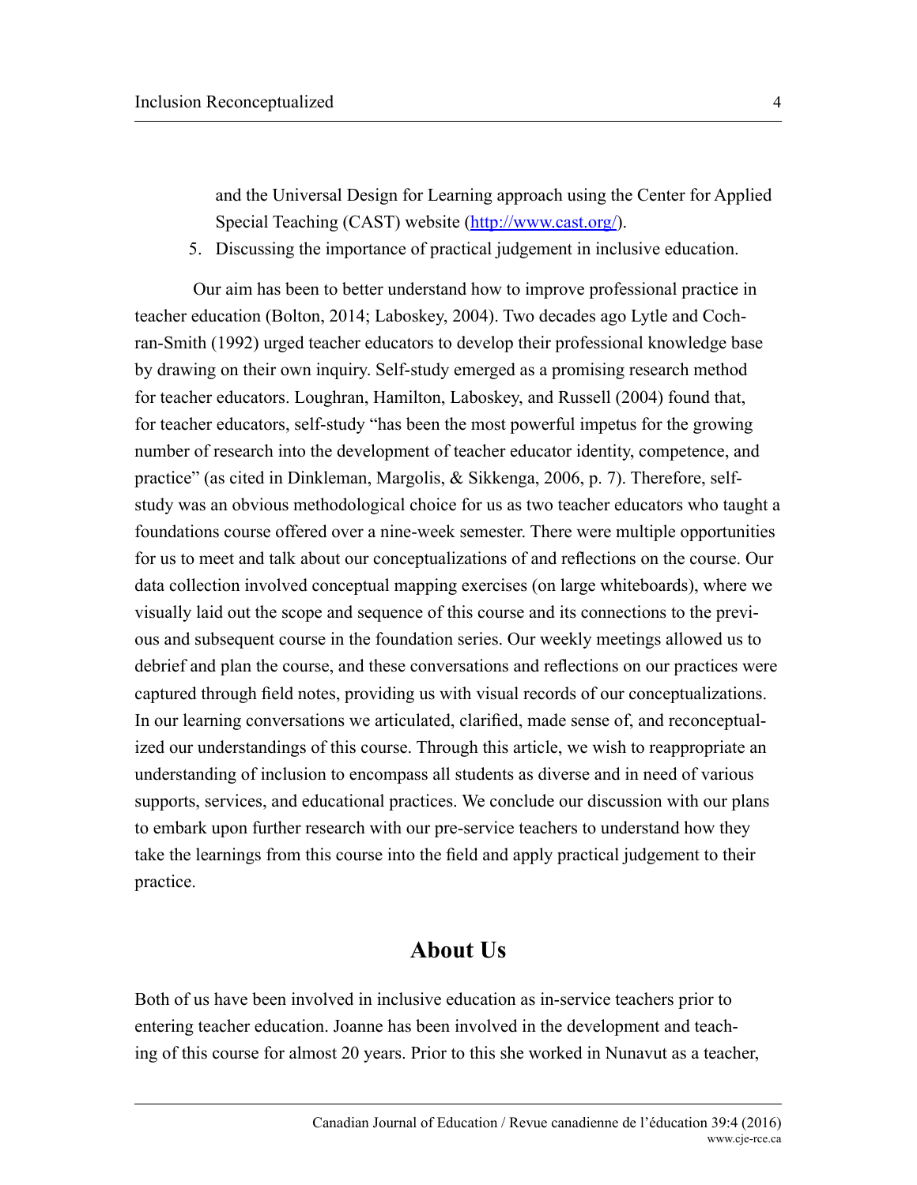and the Universal Design for Learning approach using the Center for Applied Special Teaching (CAST) website (http://www.cast.org/).

5. Discussing the importance of practical judgement in inclusive education.

Our aim has been to better understand how to improve professional practice in teacher education (Bolton, 2014; Laboskey, 2004). Two decades ago Lytle and Cochran-Smith (1992) urged teacher educators to develop their professional knowledge base by drawing on their own inquiry. Self-study emerged as a promising research method for teacher educators. Loughran, Hamilton, Laboskey, and Russell (2004) found that, for teacher educators, self-study "has been the most powerful impetus for the growing number of research into the development of teacher educator identity, competence, and practice" (as cited in Dinkleman, Margolis, & Sikkenga, 2006, p. 7). Therefore, self-study was an obvious methodological choice for us as two teacher educators who taught a foundations course offered over a nine-week semester. There were multiple opportunities for us to meet and talk about our conceptualizations of and reflections on the course. Our data collection involved conceptual mapping exercises (on large whiteboards), where we visually laid out the scope and sequence of this course and its connections to the previous and subsequent course in the foundation series. Our weekly meetings allowed us to debrief and plan the course, and these conversations and reflections on our practices were captured through field notes, providing us with visual records of our conceptualizations. In our learning conversations we articulated, clarified, made sense of, and reconceptualized our understandings of this course. Through this article, we wish to reappropriate an understanding of inclusion to encompass all students as diverse and in need of various supports, services, and educational practices. We conclude our discussion with our plans to embark upon further research with our pre-service teachers to understand how they take the learnings from this course into the field and apply practical judgement to their practice.

## About Us

Both of us have been involved in inclusive education as in-service teachers prior to entering teacher education. Joanne has been involved in the development and teaching of this course for almost 20 years. Prior to this she worked in Nunavut as a teacher,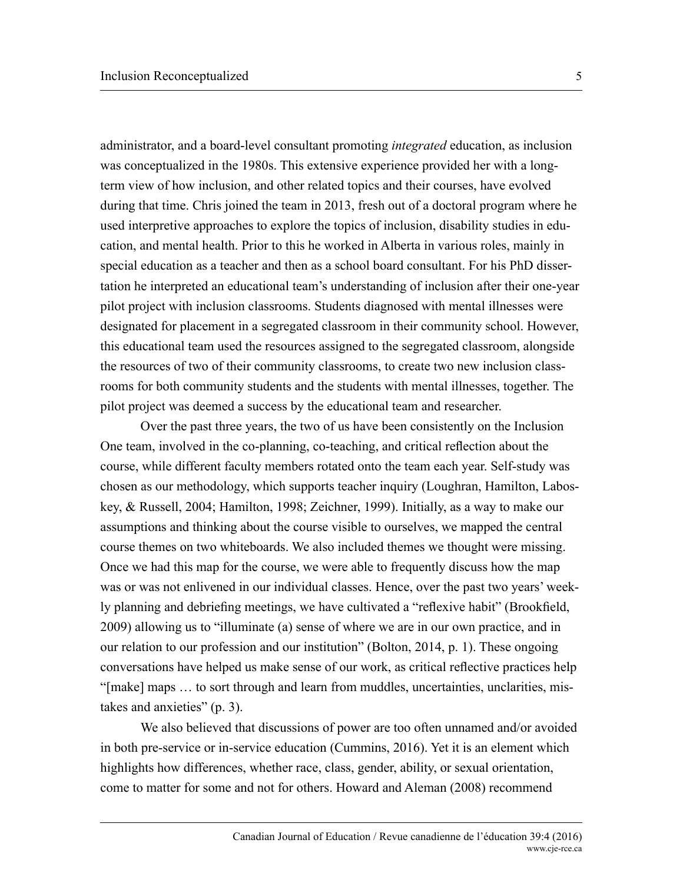administrator, and a board-level consultant promoting *integrated* education, as inclusion was conceptualized in the 1980s. This extensive experience provided her with a long-term view of how inclusion, and other related topics and their courses, have evolved during that time. Chris joined the team in 2013, fresh out of a doctoral program where he used interpretive approaches to explore the topics of inclusion, disability studies in education, and mental health. Prior to this he worked in Alberta in various roles, mainly in special education as a teacher and then as a school board consultant. For his PhD dissertation he interpreted an educational team's understanding of inclusion after their one-year pilot project with inclusion classrooms. Students diagnosed with mental illnesses were designated for placement in a segregated classroom in their community school. However, this educational team used the resources assigned to the segregated classroom, alongside the resources of two of their community classrooms, to create two new inclusion classrooms for both community students and the students with mental illnesses, together. The pilot project was deemed a success by the educational team and researcher.

Over the past three years, the two of us have been consistently on the Inclusion One team, involved in the co-planning, co-teaching, and critical reflection about the course, while different faculty members rotated onto the team each year. Self-study was chosen as our methodology, which supports teacher inquiry (Loughran, Hamilton, Laboskey, & Russell, 2004; Hamilton, 1998; Zeichner, 1999). Initially, as a way to make our assumptions and thinking about the course visible to ourselves, we mapped the central course themes on two whiteboards. We also included themes we thought were missing. Once we had this map for the course, we were able to frequently discuss how the map was or was not enlivened in our individual classes. Hence, over the past two years' weekly planning and debriefing meetings, we have cultivated a "reflexive habit" (Brookfield, 2009) allowing us to "illuminate (a) sense of where we are in our own practice, and in our relation to our profession and our institution" (Bolton, 2014, p. 1). These ongoing conversations have helped us make sense of our work, as critical reflective practices help "[make] maps … to sort through and learn from muddles, uncertainties, unclarities, mistakes and anxieties" (p. 3).

We also believed that discussions of power are too often unnamed and/or avoided in both pre-service or in-service education (Cummins, 2016). Yet it is an element which highlights how differences, whether race, class, gender, ability, or sexual orientation, come to matter for some and not for others. Howard and Aleman (2008) recommend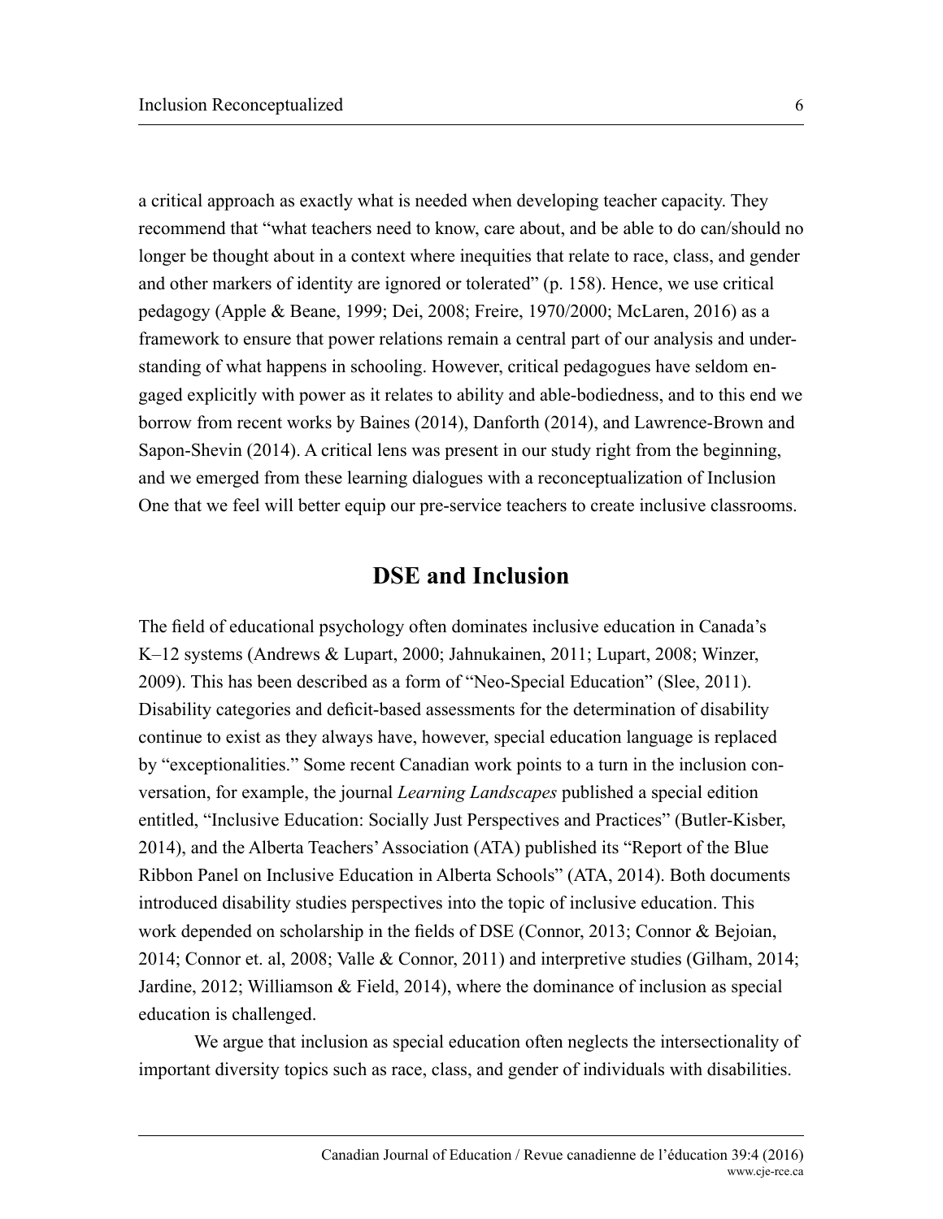a critical approach as exactly what is needed when developing teacher capacity. They recommend that "what teachers need to know, care about, and be able to do can/should no longer be thought about in a context where inequities that relate to race, class, and gender and other markers of identity are ignored or tolerated" (p. 158). Hence, we use critical pedagogy (Apple & Beane, 1999; Dei, 2008; Freire, 1970/2000; McLaren, 2016) as a framework to ensure that power relations remain a central part of our analysis and understanding of what happens in schooling. However, critical pedagogues have seldom engaged explicitly with power as it relates to ability and able-bodiedness, and to this end we borrow from recent works by Baines (2014), Danforth (2014), and Lawrence-Brown and Sapon-Shevin (2014). A critical lens was present in our study right from the beginning, and we emerged from these learning dialogues with a reconceptualization of Inclusion One that we feel will better equip our pre-service teachers to create inclusive classrooms.

## DSE and Inclusion

The field of educational psychology often dominates inclusive education in Canada's K–12 systems (Andrews & Lupart, 2000; Jahnukainen, 2011; Lupart, 2008; Winzer, 2009). This has been described as a form of "Neo-Special Education" (Slee, 2011). Disability categories and deficit-based assessments for the determination of disability continue to exist as they always have, however, special education language is replaced by "exceptionalities." Some recent Canadian work points to a turn in the inclusion conversation, for example, the journal *Learning Landscapes* published a special edition entitled, "Inclusive Education: Socially Just Perspectives and Practices" (Butler-Kisber, 2014), and the Alberta Teachers' Association (ATA) published its "Report of the Blue Ribbon Panel on Inclusive Education in Alberta Schools" (ATA, 2014). Both documents introduced disability studies perspectives into the topic of inclusive education. This work depended on scholarship in the fields of DSE (Connor, 2013; Connor & Bejoian, 2014; Connor et. al, 2008; Valle & Connor, 2011) and interpretive studies (Gilham, 2014; Jardine, 2012; Williamson & Field, 2014), where the dominance of inclusion as special education is challenged.

We argue that inclusion as special education often neglects the intersectionality of important diversity topics such as race, class, and gender of individuals with disabilities.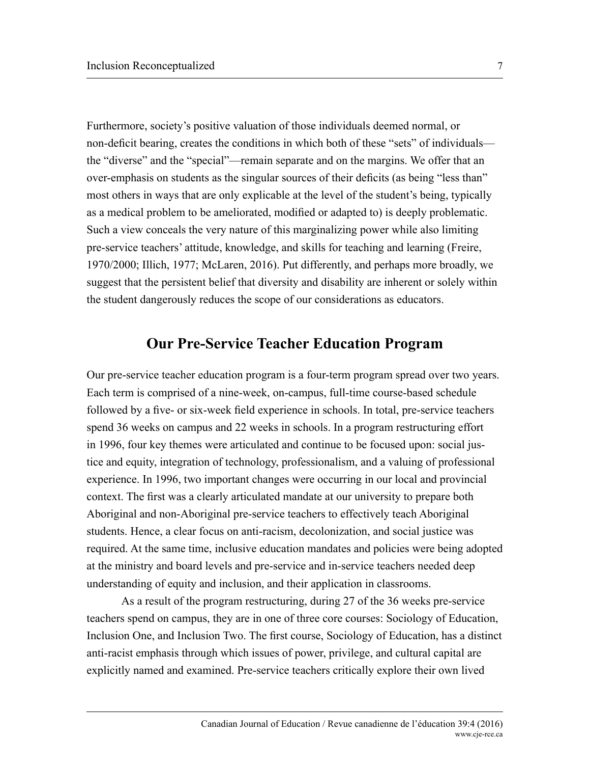Furthermore, society's positive valuation of those individuals deemed normal, or non-deficit bearing, creates the conditions in which both of these "sets" of individuals—the "diverse" and the "special"—remain separate and on the margins. We offer that an over-emphasis on students as the singular sources of their deficits (as being "less than" most others in ways that are only explicable at the level of the student's being, typically as a medical problem to be ameliorated, modified or adapted to) is deeply problematic. Such a view conceals the very nature of this marginalizing power while also limiting pre-service teachers' attitude, knowledge, and skills for teaching and learning (Freire, 1970/2000; Illich, 1977; McLaren, 2016). Put differently, and perhaps more broadly, we suggest that the persistent belief that diversity and disability are inherent or solely within the student dangerously reduces the scope of our considerations as educators.

## Our Pre-Service Teacher Education Program

Our pre-service teacher education program is a four-term program spread over two years. Each term is comprised of a nine-week, on-campus, full-time course-based schedule followed by a five- or six-week field experience in schools. In total, pre-service teachers spend 36 weeks on campus and 22 weeks in schools. In a program restructuring effort in 1996, four key themes were articulated and continue to be focused upon: social justice and equity, integration of technology, professionalism, and a valuing of professional experience. In 1996, two important changes were occurring in our local and provincial context. The first was a clearly articulated mandate at our university to prepare both Aboriginal and non-Aboriginal pre-service teachers to effectively teach Aboriginal students. Hence, a clear focus on anti-racism, decolonization, and social justice was required. At the same time, inclusive education mandates and policies were being adopted at the ministry and board levels and pre-service and in-service teachers needed deep understanding of equity and inclusion, and their application in classrooms.

As a result of the program restructuring, during 27 of the 36 weeks pre-service teachers spend on campus, they are in one of three core courses: Sociology of Education, Inclusion One, and Inclusion Two. The first course, Sociology of Education, has a distinct anti-racist emphasis through which issues of power, privilege, and cultural capital are explicitly named and examined. Pre-service teachers critically explore their own lived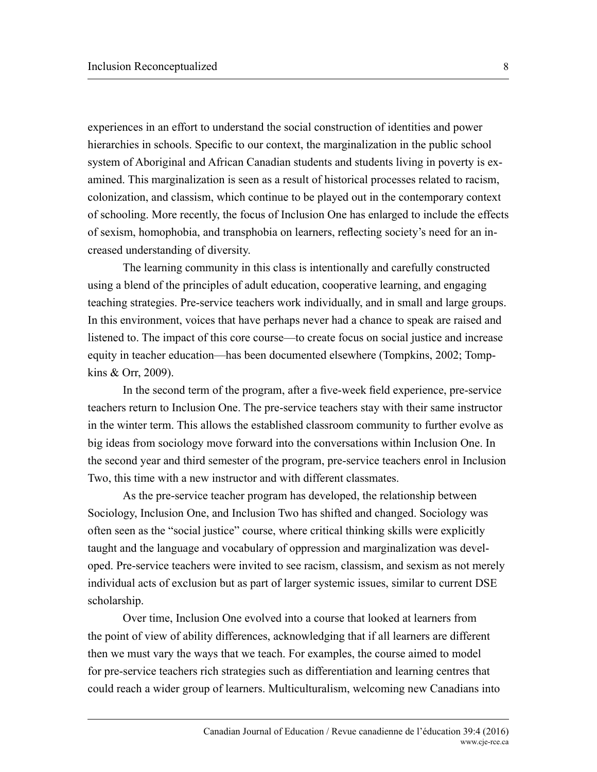experiences in an effort to understand the social construction of identities and power hierarchies in schools. Specific to our context, the marginalization in the public school system of Aboriginal and African Canadian students and students living in poverty is examined. This marginalization is seen as a result of historical processes related to racism, colonization, and classism, which continue to be played out in the contemporary context of schooling. More recently, the focus of Inclusion One has enlarged to include the effects of sexism, homophobia, and transphobia on learners, reflecting society's need for an increased understanding of diversity.

The learning community in this class is intentionally and carefully constructed using a blend of the principles of adult education, cooperative learning, and engaging teaching strategies. Pre-service teachers work individually, and in small and large groups. In this environment, voices that have perhaps never had a chance to speak are raised and listened to. The impact of this core course—to create focus on social justice and increase equity in teacher education—has been documented elsewhere (Tompkins, 2002; Tompkins & Orr, 2009).

In the second term of the program, after a five-week field experience, pre-service teachers return to Inclusion One. The pre-service teachers stay with their same instructor in the winter term. This allows the established classroom community to further evolve as big ideas from sociology move forward into the conversations within Inclusion One. In the second year and third semester of the program, pre-service teachers enrol in Inclusion Two, this time with a new instructor and with different classmates.

As the pre-service teacher program has developed, the relationship between Sociology, Inclusion One, and Inclusion Two has shifted and changed. Sociology was often seen as the "social justice" course, where critical thinking skills were explicitly taught and the language and vocabulary of oppression and marginalization was developed. Pre-service teachers were invited to see racism, classism, and sexism as not merely individual acts of exclusion but as part of larger systemic issues, similar to current DSE scholarship.

Over time, Inclusion One evolved into a course that looked at learners from the point of view of ability differences, acknowledging that if all learners are different then we must vary the ways that we teach. For examples, the course aimed to model for pre-service teachers rich strategies such as differentiation and learning centres that could reach a wider group of learners. Multiculturalism, welcoming new Canadians into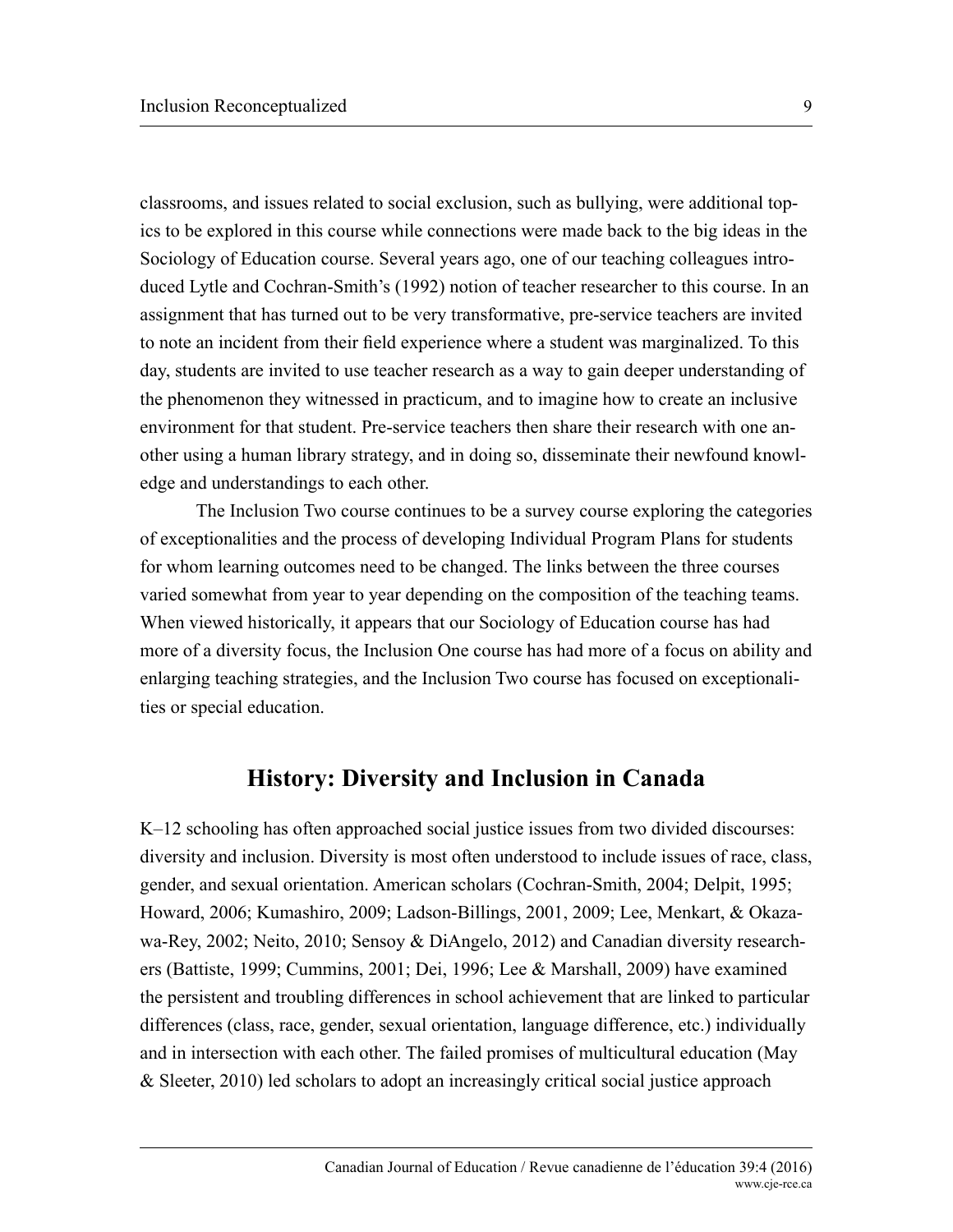classrooms, and issues related to social exclusion, such as bullying, were additional topics to be explored in this course while connections were made back to the big ideas in the Sociology of Education course. Several years ago, one of our teaching colleagues introduced Lytle and Cochran-Smith's (1992) notion of teacher researcher to this course. In an assignment that has turned out to be very transformative, pre-service teachers are invited to note an incident from their field experience where a student was marginalized. To this day, students are invited to use teacher research as a way to gain deeper understanding of the phenomenon they witnessed in practicum, and to imagine how to create an inclusive environment for that student. Pre-service teachers then share their research with one another using a human library strategy, and in doing so, disseminate their newfound knowledge and understandings to each other.

The Inclusion Two course continues to be a survey course exploring the categories of exceptionalities and the process of developing Individual Program Plans for students for whom learning outcomes need to be changed. The links between the three courses varied somewhat from year to year depending on the composition of the teaching teams. When viewed historically, it appears that our Sociology of Education course has had more of a diversity focus, the Inclusion One course has had more of a focus on ability and enlarging teaching strategies, and the Inclusion Two course has focused on exceptionalities or special education.

## History: Diversity and Inclusion in Canada

K–12 schooling has often approached social justice issues from two divided discourses: diversity and inclusion. Diversity is most often understood to include issues of race, class, gender, and sexual orientation. American scholars (Cochran-Smith, 2004; Delpit, 1995; Howard, 2006; Kumashiro, 2009; Ladson-Billings, 2001, 2009; Lee, Menkart, & Okazawa-Rey, 2002; Neito, 2010; Sensoy & DiAngelo, 2012) and Canadian diversity researchers (Battiste, 1999; Cummins, 2001; Dei, 1996; Lee & Marshall, 2009) have examined the persistent and troubling differences in school achievement that are linked to particular differences (class, race, gender, sexual orientation, language difference, etc.) individually and in intersection with each other. The failed promises of multicultural education (May & Sleeter, 2010) led scholars to adopt an increasingly critical social justice approach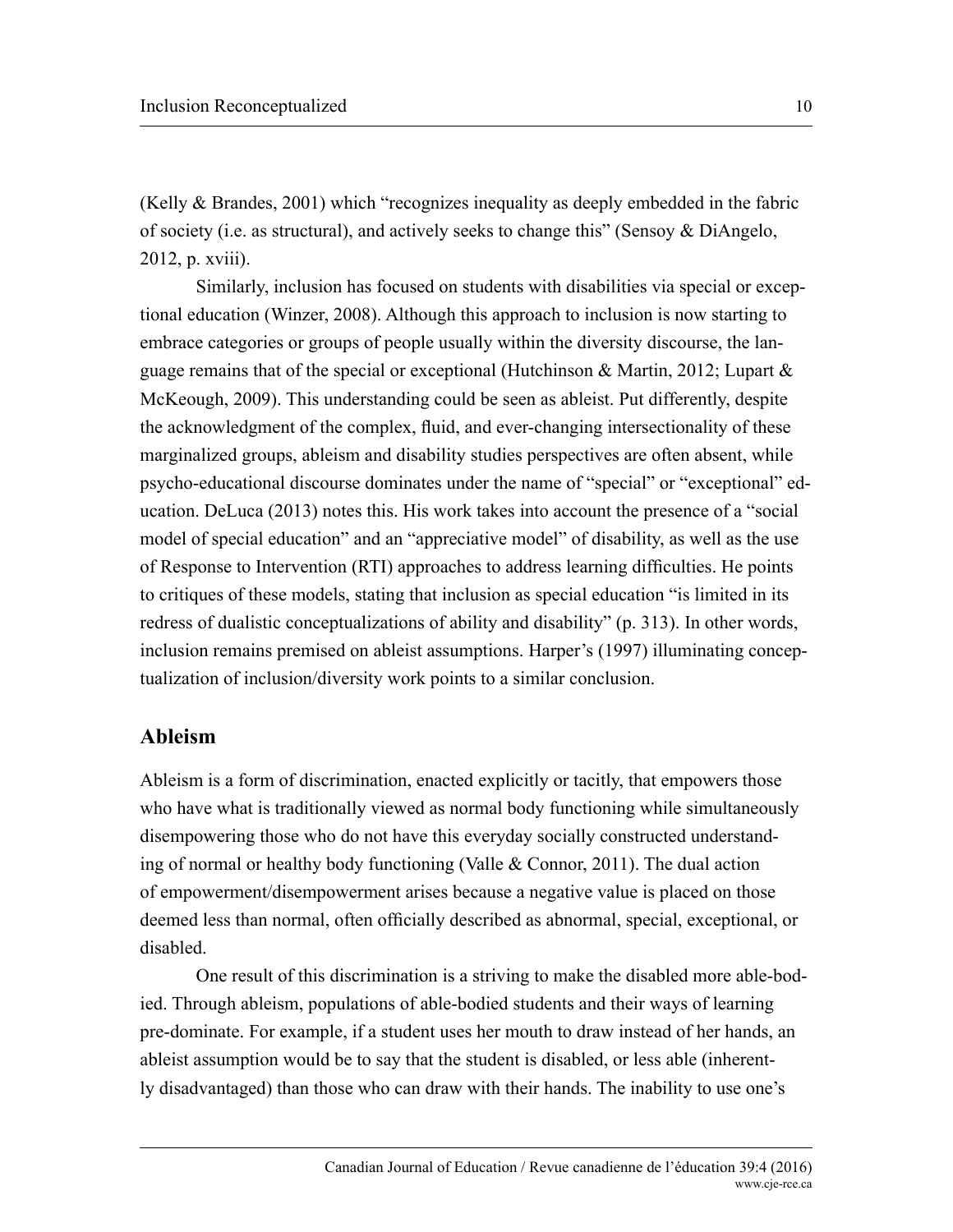(Kelly & Brandes, 2001) which "recognizes inequality as deeply embedded in the fabric of society (i.e. as structural), and actively seeks to change this" (Sensoy & DiAngelo, 2012, p. xviii).

Similarly, inclusion has focused on students with disabilities via special or exceptional education (Winzer, 2008). Although this approach to inclusion is now starting to embrace categories or groups of people usually within the diversity discourse, the language remains that of the special or exceptional (Hutchinson & Martin, 2012; Lupart & McKeough, 2009). This understanding could be seen as ableist. Put differently, despite the acknowledgment of the complex, fluid, and ever-changing intersectionality of these marginalized groups, ableism and disability studies perspectives are often absent, while psycho-educational discourse dominates under the name of "special" or "exceptional" education. DeLuca (2013) notes this. His work takes into account the presence of a "social model of special education" and an "appreciative model" of disability, as well as the use of Response to Intervention (RTI) approaches to address learning difficulties. He points to critiques of these models, stating that inclusion as special education "is limited in its redress of dualistic conceptualizations of ability and disability" (p. 313). In other words, inclusion remains premised on ableist assumptions. Harper's (1997) illuminating conceptualization of inclusion/diversity work points to a similar conclusion.

## Ableism

Ableism is a form of discrimination, enacted explicitly or tacitly, that empowers those who have what is traditionally viewed as normal body functioning while simultaneously disempowering those who do not have this everyday socially constructed understanding of normal or healthy body functioning (Valle & Connor, 2011). The dual action of empowerment/disempowerment arises because a negative value is placed on those deemed less than normal, often officially described as abnormal, special, exceptional, or disabled.

One result of this discrimination is a striving to make the disabled more able-bodied. Through ableism, populations of able-bodied students and their ways of learning pre-dominate. For example, if a student uses her mouth to draw instead of her hands, an ableist assumption would be to say that the student is disabled, or less able (inherently disadvantaged) than those who can draw with their hands. The inability to use one's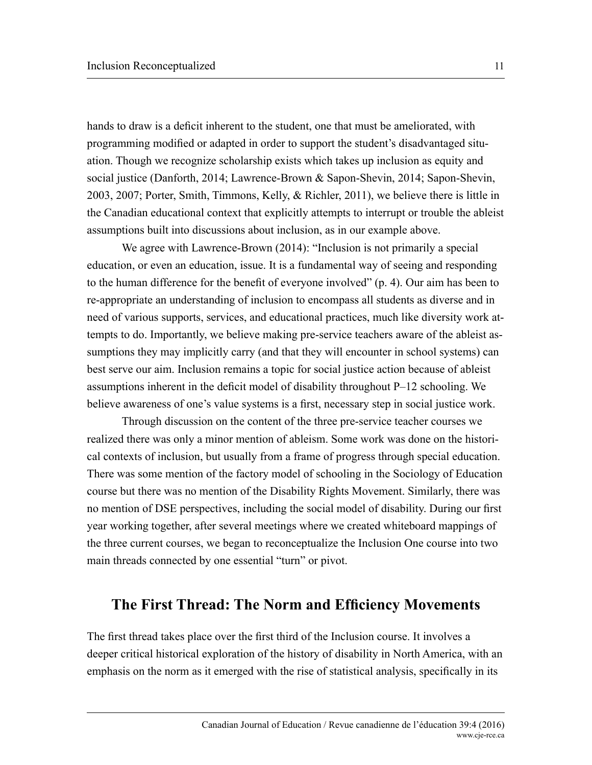hands to draw is a deficit inherent to the student, one that must be ameliorated, with programming modified or adapted in order to support the student's disadvantaged situation. Though we recognize scholarship exists which takes up inclusion as equity and social justice (Danforth, 2014; Lawrence-Brown & Sapon-Shevin, 2014; Sapon-Shevin, 2003, 2007; Porter, Smith, Timmons, Kelly, & Richler, 2011), we believe there is little in the Canadian educational context that explicitly attempts to interrupt or trouble the ableist assumptions built into discussions about inclusion, as in our example above.

We agree with Lawrence-Brown (2014): "Inclusion is not primarily a special education, or even an education, issue. It is a fundamental way of seeing and responding to the human difference for the benefit of everyone involved" (p. 4). Our aim has been to re-appropriate an understanding of inclusion to encompass all students as diverse and in need of various supports, services, and educational practices, much like diversity work attempts to do. Importantly, we believe making pre-service teachers aware of the ableist assumptions they may implicitly carry (and that they will encounter in school systems) can best serve our aim. Inclusion remains a topic for social justice action because of ableist assumptions inherent in the deficit model of disability throughout P–12 schooling. We believe awareness of one's value systems is a first, necessary step in social justice work.

Through discussion on the content of the three pre-service teacher courses we realized there was only a minor mention of ableism. Some work was done on the historical contexts of inclusion, but usually from a frame of progress through special education. There was some mention of the factory model of schooling in the Sociology of Education course but there was no mention of the Disability Rights Movement. Similarly, there was no mention of DSE perspectives, including the social model of disability. During our first year working together, after several meetings where we created whiteboard mappings of the three current courses, we began to reconceptualize the Inclusion One course into two main threads connected by one essential "turn" or pivot.

## The First Thread: The Norm and Efficiency Movements

The first thread takes place over the first third of the Inclusion course. It involves a deeper critical historical exploration of the history of disability in North America, with an emphasis on the norm as it emerged with the rise of statistical analysis, specifically in its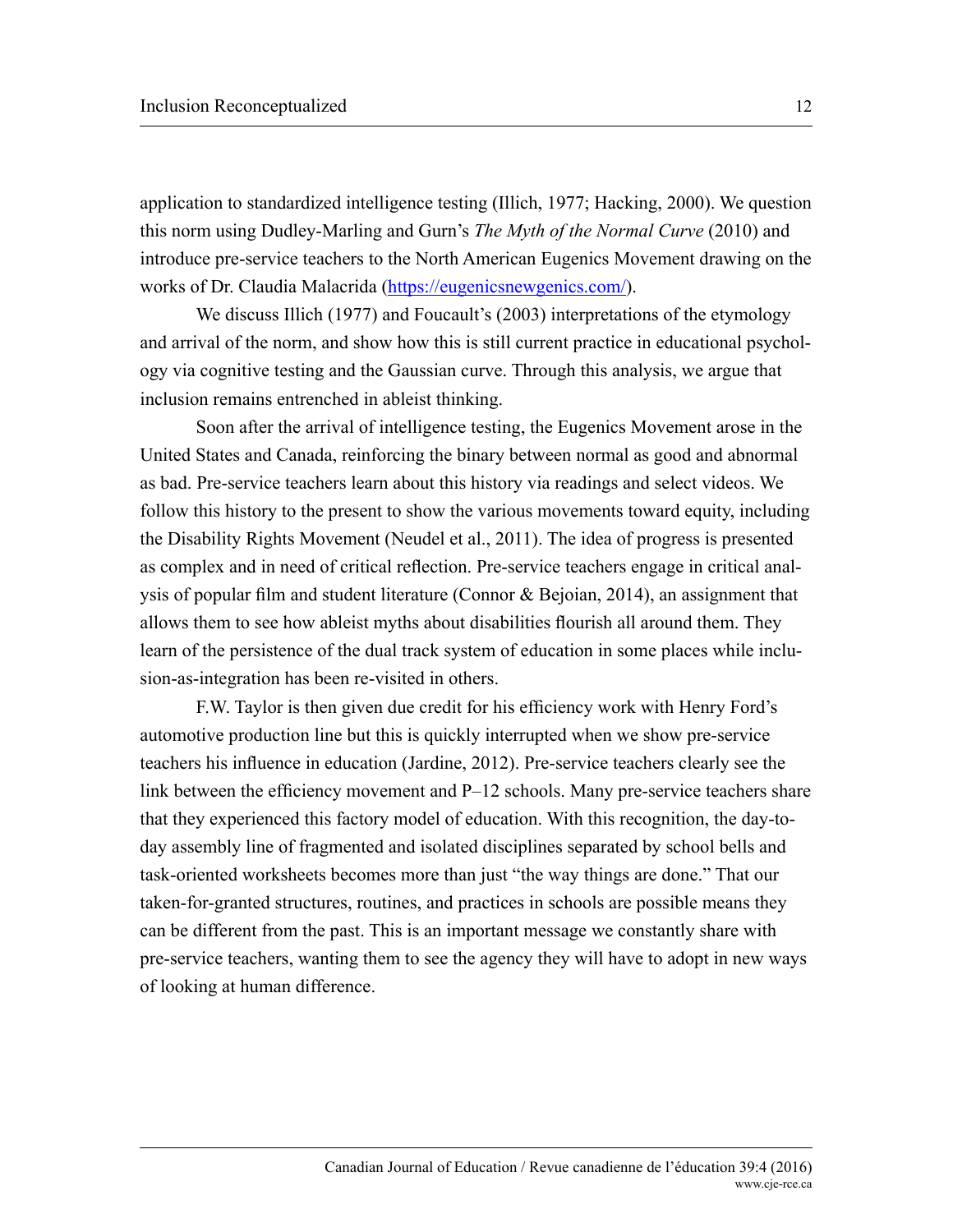application to standardized intelligence testing (Illich, 1977; Hacking, 2000). We question this norm using Dudley-Marling and Gurn's *The Myth of the Normal Curve* (2010) and introduce pre-service teachers to the North American Eugenics Movement drawing on the works of Dr. Claudia Malacrida (https://eugenicsnewgenics.com/).

We discuss Illich (1977) and Foucault's (2003) interpretations of the etymology and arrival of the norm, and show how this is still current practice in educational psychology via cognitive testing and the Gaussian curve. Through this analysis, we argue that inclusion remains entrenched in ableist thinking.

Soon after the arrival of intelligence testing, the Eugenics Movement arose in the United States and Canada, reinforcing the binary between normal as good and abnormal as bad. Pre-service teachers learn about this history via readings and select videos. We follow this history to the present to show the various movements toward equity, including the Disability Rights Movement (Neudel et al., 2011). The idea of progress is presented as complex and in need of critical reflection. Pre-service teachers engage in critical analysis of popular film and student literature (Connor & Bejoian, 2014), an assignment that allows them to see how ableist myths about disabilities flourish all around them. They learn of the persistence of the dual track system of education in some places while inclusion-as-integration has been re-visited in others.

F.W. Taylor is then given due credit for his efficiency work with Henry Ford's automotive production line but this is quickly interrupted when we show pre-service teachers his influence in education (Jardine, 2012). Pre-service teachers clearly see the link between the efficiency movement and P–12 schools. Many pre-service teachers share that they experienced this factory model of education. With this recognition, the day-to-day assembly line of fragmented and isolated disciplines separated by school bells and task-oriented worksheets becomes more than just "the way things are done." That our taken-for-granted structures, routines, and practices in schools are possible means they can be different from the past. This is an important message we constantly share with pre-service teachers, wanting them to see the agency they will have to adopt in new ways of looking at human difference.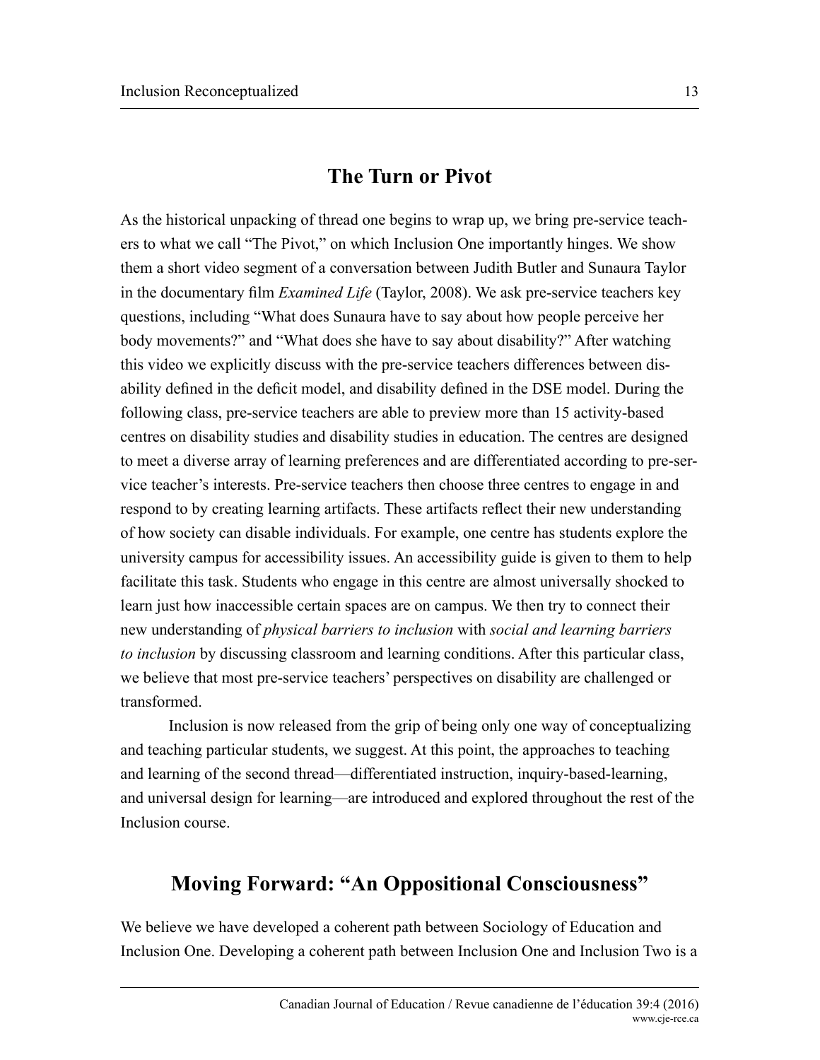## The Turn or Pivot

As the historical unpacking of thread one begins to wrap up, we bring pre-service teachers to what we call "The Pivot," on which Inclusion One importantly hinges. We show them a short video segment of a conversation between Judith Butler and Sunaura Taylor in the documentary film *Examined Life* (Taylor, 2008). We ask pre-service teachers key questions, including "What does Sunaura have to say about how people perceive her body movements?" and "What does she have to say about disability?" After watching this video we explicitly discuss with the pre-service teachers differences between disability defined in the deficit model, and disability defined in the DSE model. During the following class, pre-service teachers are able to preview more than 15 activity-based centres on disability studies and disability studies in education. The centres are designed to meet a diverse array of learning preferences and are differentiated according to pre-service teacher's interests. Pre-service teachers then choose three centres to engage in and respond to by creating learning artifacts. These artifacts reflect their new understanding of how society can disable individuals. For example, one centre has students explore the university campus for accessibility issues. An accessibility guide is given to them to help facilitate this task. Students who engage in this centre are almost universally shocked to learn just how inaccessible certain spaces are on campus. We then try to connect their new understanding of *physical barriers to inclusion* with *social and learning barriers to inclusion* by discussing classroom and learning conditions. After this particular class, we believe that most pre-service teachers' perspectives on disability are challenged or transformed.

Inclusion is now released from the grip of being only one way of conceptualizing and teaching particular students, we suggest. At this point, the approaches to teaching and learning of the second thread—differentiated instruction, inquiry-based-learning, and universal design for learning—are introduced and explored throughout the rest of the Inclusion course.

## Moving Forward: "An Oppositional Consciousness"

We believe we have developed a coherent path between Sociology of Education and Inclusion One. Developing a coherent path between Inclusion One and Inclusion Two is a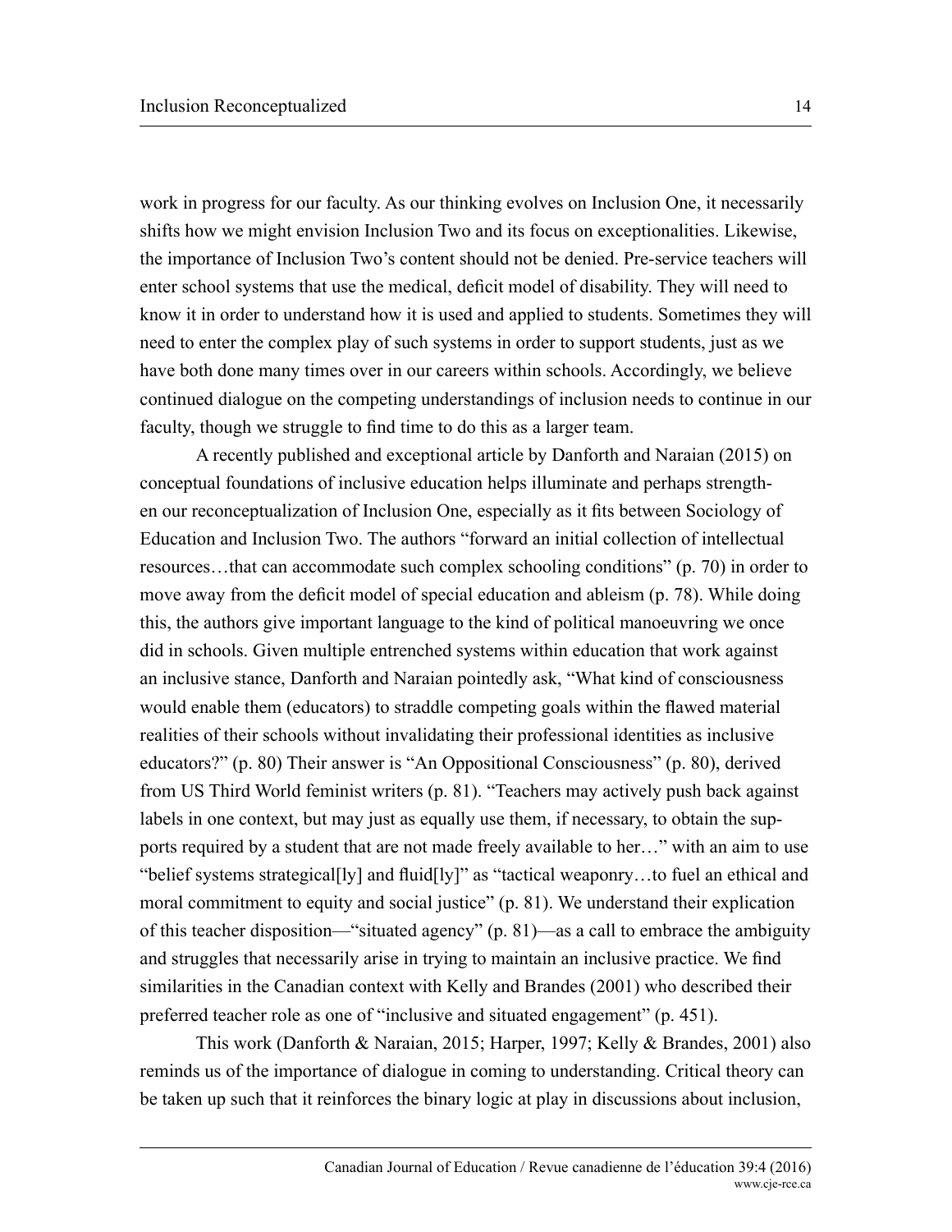work in progress for our faculty. As our thinking evolves on Inclusion One, it necessarily shifts how we might envision Inclusion Two and its focus on exceptionalities. Likewise, the importance of Inclusion Two's content should not be denied. Pre-service teachers will enter school systems that use the medical, deficit model of disability. They will need to know it in order to understand how it is used and applied to students. Sometimes they will need to enter the complex play of such systems in order to support students, just as we have both done many times over in our careers within schools. Accordingly, we believe continued dialogue on the competing understandings of inclusion needs to continue in our faculty, though we struggle to find time to do this as a larger team.

A recently published and exceptional article by Danforth and Naraian (2015) on conceptual foundations of inclusive education helps illuminate and perhaps strengthen our reconceptualization of Inclusion One, especially as it fits between Sociology of Education and Inclusion Two. The authors "forward an initial collection of intellectual resources…that can accommodate such complex schooling conditions" (p. 70) in order to move away from the deficit model of special education and ableism (p. 78). While doing this, the authors give important language to the kind of political manoeuvring we once did in schools. Given multiple entrenched systems within education that work against an inclusive stance, Danforth and Naraian pointedly ask, "What kind of consciousness would enable them (educators) to straddle competing goals within the flawed material realities of their schools without invalidating their professional identities as inclusive educators?" (p. 80) Their answer is "An Oppositional Consciousness" (p. 80), derived from US Third World feminist writers (p. 81). "Teachers may actively push back against labels in one context, but may just as equally use them, if necessary, to obtain the supports required by a student that are not made freely available to her…" with an aim to use "belief systems strategical[ly] and fluid[ly]" as "tactical weaponry…to fuel an ethical and moral commitment to equity and social justice" (p. 81). We understand their explication of this teacher disposition—"situated agency" (p. 81)—as a call to embrace the ambiguity and struggles that necessarily arise in trying to maintain an inclusive practice. We find similarities in the Canadian context with Kelly and Brandes (2001) who described their preferred teacher role as one of "inclusive and situated engagement" (p. 451).

This work (Danforth & Naraian, 2015; Harper, 1997; Kelly & Brandes, 2001) also reminds us of the importance of dialogue in coming to understanding. Critical theory can be taken up such that it reinforces the binary logic at play in discussions about inclusion,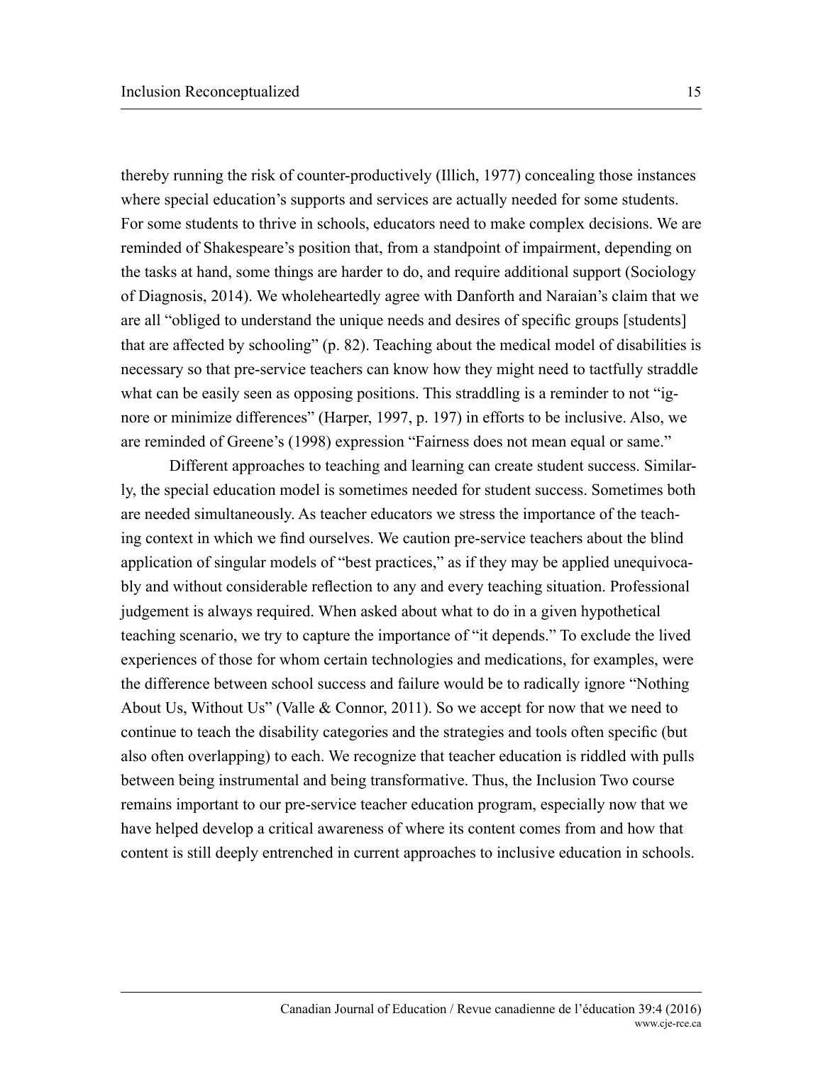thereby running the risk of counter-productively (Illich, 1977) concealing those instances where special education's supports and services are actually needed for some students. For some students to thrive in schools, educators need to make complex decisions. We are reminded of Shakespeare's position that, from a standpoint of impairment, depending on the tasks at hand, some things are harder to do, and require additional support (Sociology of Diagnosis, 2014). We wholeheartedly agree with Danforth and Naraian's claim that we are all "obliged to understand the unique needs and desires of specific groups [students] that are affected by schooling" (p. 82). Teaching about the medical model of disabilities is necessary so that pre-service teachers can know how they might need to tactfully straddle what can be easily seen as opposing positions. This straddling is a reminder to not "ignore or minimize differences" (Harper, 1997, p. 197) in efforts to be inclusive. Also, we are reminded of Greene's (1998) expression "Fairness does not mean equal or same."

Different approaches to teaching and learning can create student success. Similarly, the special education model is sometimes needed for student success. Sometimes both are needed simultaneously. As teacher educators we stress the importance of the teaching context in which we find ourselves. We caution pre-service teachers about the blind application of singular models of "best practices," as if they may be applied unequivocably and without considerable reflection to any and every teaching situation. Professional judgement is always required. When asked about what to do in a given hypothetical teaching scenario, we try to capture the importance of "it depends." To exclude the lived experiences of those for whom certain technologies and medications, for examples, were the difference between school success and failure would be to radically ignore "Nothing About Us, Without Us" (Valle & Connor, 2011). So we accept for now that we need to continue to teach the disability categories and the strategies and tools often specific (but also often overlapping) to each. We recognize that teacher education is riddled with pulls between being instrumental and being transformative. Thus, the Inclusion Two course remains important to our pre-service teacher education program, especially now that we have helped develop a critical awareness of where its content comes from and how that content is still deeply entrenched in current approaches to inclusive education in schools.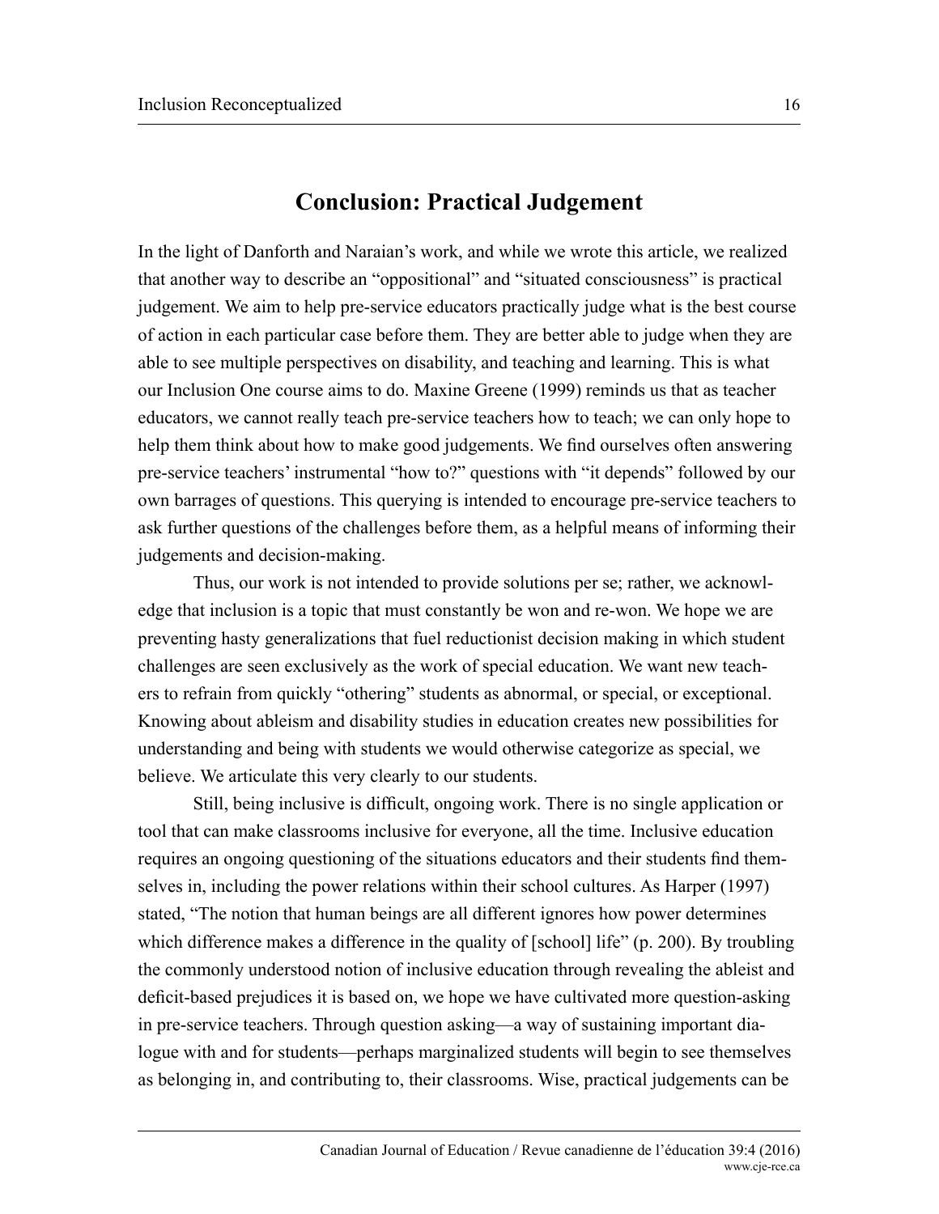## Conclusion: Practical Judgement

In the light of Danforth and Naraian's work, and while we wrote this article, we realized that another way to describe an "oppositional" and "situated consciousness" is practical judgement. We aim to help pre-service educators practically judge what is the best course of action in each particular case before them. They are better able to judge when they are able to see multiple perspectives on disability, and teaching and learning. This is what our Inclusion One course aims to do. Maxine Greene (1999) reminds us that as teacher educators, we cannot really teach pre-service teachers how to teach; we can only hope to help them think about how to make good judgements. We find ourselves often answering pre-service teachers' instrumental "how to?" questions with "it depends" followed by our own barrages of questions. This querying is intended to encourage pre-service teachers to ask further questions of the challenges before them, as a helpful means of informing their judgements and decision-making.

Thus, our work is not intended to provide solutions per se; rather, we acknowledge that inclusion is a topic that must constantly be won and re-won. We hope we are preventing hasty generalizations that fuel reductionist decision making in which student challenges are seen exclusively as the work of special education. We want new teachers to refrain from quickly "othering" students as abnormal, or special, or exceptional. Knowing about ableism and disability studies in education creates new possibilities for understanding and being with students we would otherwise categorize as special, we believe. We articulate this very clearly to our students.

Still, being inclusive is difficult, ongoing work. There is no single application or tool that can make classrooms inclusive for everyone, all the time. Inclusive education requires an ongoing questioning of the situations educators and their students find themselves in, including the power relations within their school cultures. As Harper (1997) stated, "The notion that human beings are all different ignores how power determines which difference makes a difference in the quality of [school] life" (p. 200). By troubling the commonly understood notion of inclusive education through revealing the ableist and deficit-based prejudices it is based on, we hope we have cultivated more question-asking in pre-service teachers. Through question asking—a way of sustaining important dialogue with and for students—perhaps marginalized students will begin to see themselves as belonging in, and contributing to, their classrooms. Wise, practical judgements can be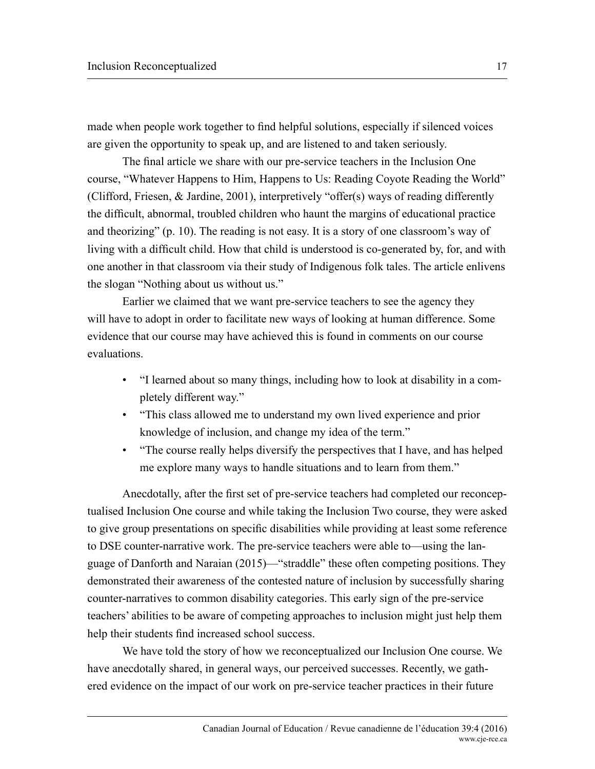made when people work together to find helpful solutions, especially if silenced voices are given the opportunity to speak up, and are listened to and taken seriously.

The final article we share with our pre-service teachers in the Inclusion One course, "Whatever Happens to Him, Happens to Us: Reading Coyote Reading the World" (Clifford, Friesen, & Jardine, 2001), interpretively "offer(s) ways of reading differently the difficult, abnormal, troubled children who haunt the margins of educational practice and theorizing" (p. 10). The reading is not easy. It is a story of one classroom's way of living with a difficult child. How that child is understood is co-generated by, for, and with one another in that classroom via their study of Indigenous folk tales. The article enlivens the slogan "Nothing about us without us."

Earlier we claimed that we want pre-service teachers to see the agency they will have to adopt in order to facilitate new ways of looking at human difference. Some evidence that our course may have achieved this is found in comments on our course evaluations.

- "I learned about so many things, including how to look at disability in a completely different way."
- "This class allowed me to understand my own lived experience and prior knowledge of inclusion, and change my idea of the term."
- "The course really helps diversify the perspectives that I have, and has helped me explore many ways to handle situations and to learn from them."

Anecdotally, after the first set of pre-service teachers had completed our reconceptualised Inclusion One course and while taking the Inclusion Two course, they were asked to give group presentations on specific disabilities while providing at least some reference to DSE counter-narrative work. The pre-service teachers were able to—using the language of Danforth and Naraian (2015)—"straddle" these often competing positions. They demonstrated their awareness of the contested nature of inclusion by successfully sharing counter-narratives to common disability categories. This early sign of the pre-service teachers' abilities to be aware of competing approaches to inclusion might just help them help their students find increased school success.

We have told the story of how we reconceptualized our Inclusion One course. We have anecdotally shared, in general ways, our perceived successes. Recently, we gathered evidence on the impact of our work on pre-service teacher practices in their future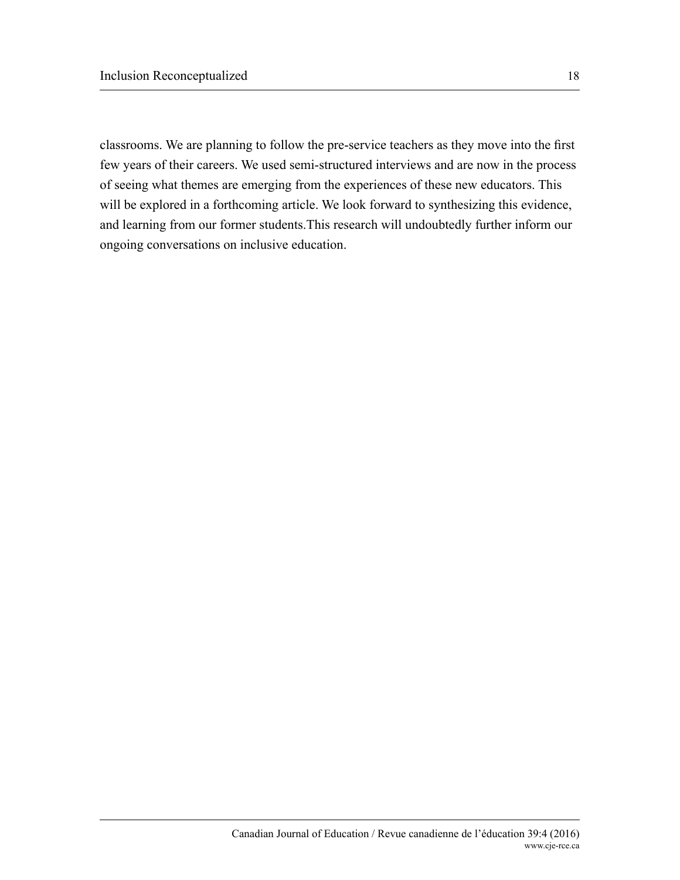classrooms. We are planning to follow the pre-service teachers as they move into the first few years of their careers. We used semi-structured interviews and are now in the process of seeing what themes are emerging from the experiences of these new educators. This will be explored in a forthcoming article. We look forward to synthesizing this evidence, and learning from our former students.This research will undoubtedly further inform our ongoing conversations on inclusive education.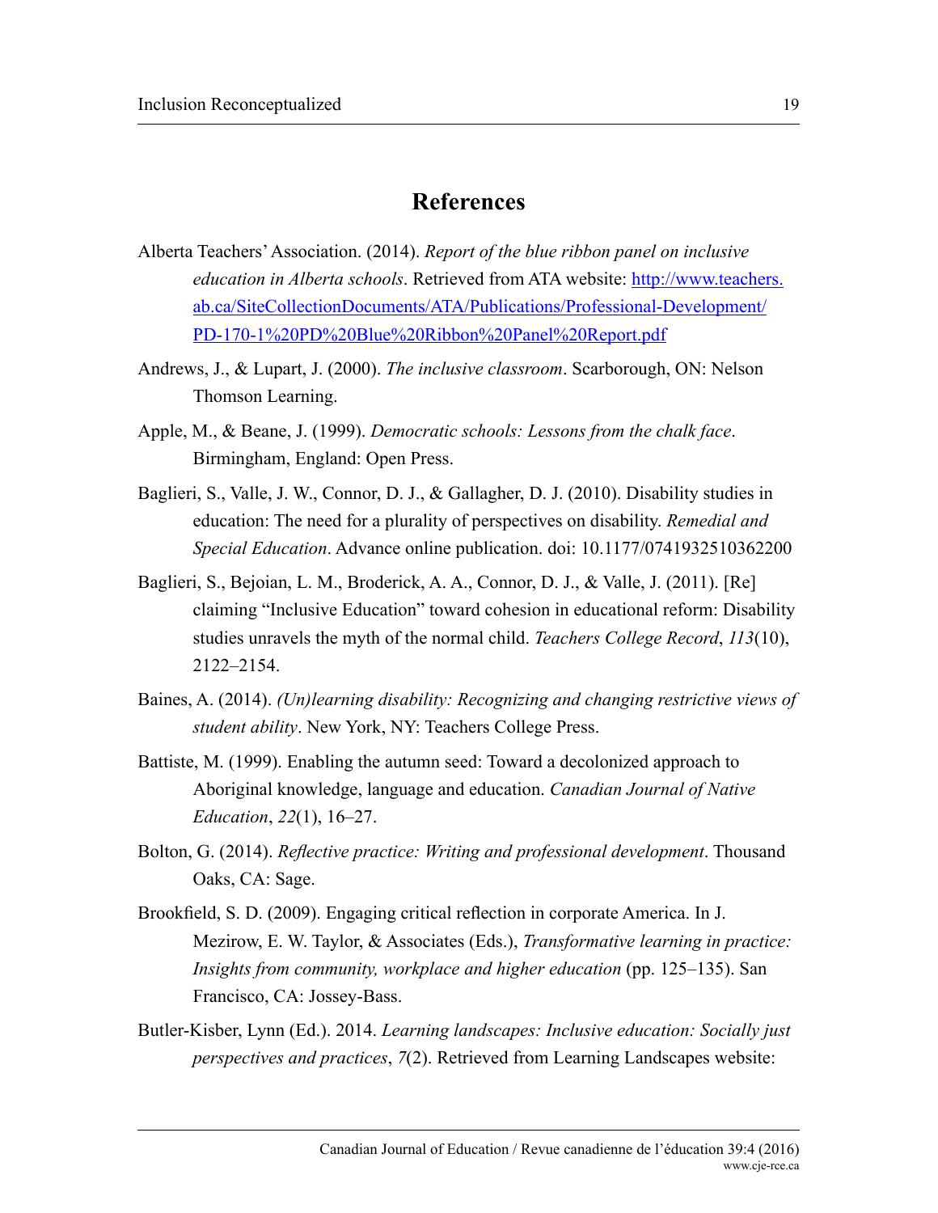# References

Alberta Teachers' Association. (2014). *Report of the blue ribbon panel on inclusive education in Alberta schools*. Retrieved from ATA website: http://www.teachers.ab.ca/SiteCollectionDocuments/ATA/Publications/Professional-Development/PD-170-1%20PD%20Blue%20Ribbon%20Panel%20Report.pdf

Andrews, J., & Lupart, J. (2000). *The inclusive classroom*. Scarborough, ON: Nelson Thomson Learning.

Apple, M., & Beane, J. (1999). *Democratic schools: Lessons from the chalk face*. Birmingham, England: Open Press.

Baglieri, S., Valle, J. W., Connor, D. J., & Gallagher, D. J. (2010). Disability studies in education: The need for a plurality of perspectives on disability. *Remedial and Special Education*. Advance online publication. doi: 10.1177/0741932510362200

Baglieri, S., Bejoian, L. M., Broderick, A. A., Connor, D. J., & Valle, J. (2011). [Re] claiming "Inclusive Education" toward cohesion in educational reform: Disability studies unravels the myth of the normal child. *Teachers College Record*, *113*(10), 2122–2154.

Baines, A. (2014). *(Un)learning disability: Recognizing and changing restrictive views of student ability*. New York, NY: Teachers College Press.

Battiste, M. (1999). Enabling the autumn seed: Toward a decolonized approach to Aboriginal knowledge, language and education. *Canadian Journal of Native Education*, *22*(1), 16–27.

Bolton, G. (2014). *Reflective practice: Writing and professional development*. Thousand Oaks, CA: Sage.

Brookfield, S. D. (2009). Engaging critical reflection in corporate America. In J. Mezirow, E. W. Taylor, & Associates (Eds.), *Transformative learning in practice: Insights from community, workplace and higher education* (pp. 125–135). San Francisco, CA: Jossey-Bass.

Butler-Kisber, Lynn (Ed.). 2014. *Learning landscapes: Inclusive education: Socially just perspectives and practices*, *7*(2). Retrieved from Learning Landscapes website: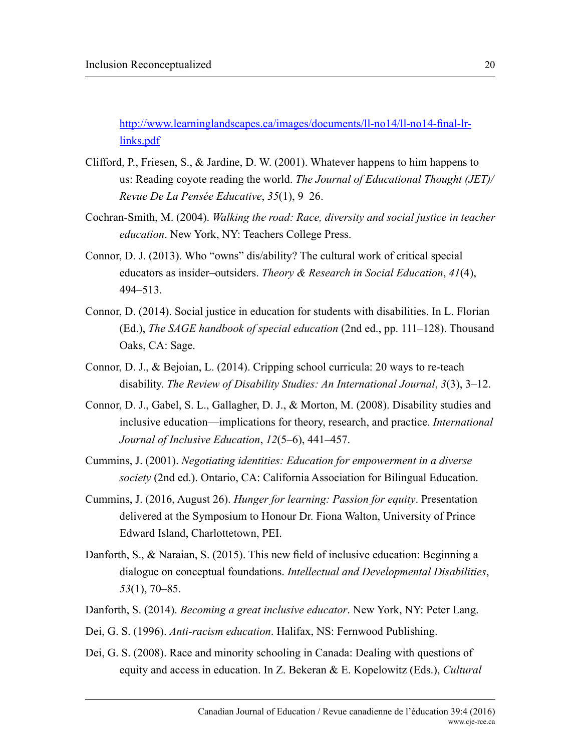http://www.learninglandscapes.ca/images/documents/ll-no14/ll-no14-final-lr-links.pdf

Clifford, P., Friesen, S., & Jardine, D. W. (2001). Whatever happens to him happens to us: Reading coyote reading the world. *The Journal of Educational Thought (JET)/ Revue De La Pensée Educative*, *35*(1), 9–26.

Cochran-Smith, M. (2004). *Walking the road: Race, diversity and social justice in teacher education*. New York, NY: Teachers College Press.

Connor, D. J. (2013). Who "owns" dis/ability? The cultural work of critical special educators as insider–outsiders. *Theory & Research in Social Education*, *41*(4), 494–513.

Connor, D. (2014). Social justice in education for students with disabilities. In L. Florian (Ed.), *The SAGE handbook of special education* (2nd ed., pp. 111–128). Thousand Oaks, CA: Sage.

Connor, D. J., & Bejoian, L. (2014). Cripping school curricula: 20 ways to re-teach disability. *The Review of Disability Studies: An International Journal*, *3*(3), 3–12.

Connor, D. J., Gabel, S. L., Gallagher, D. J., & Morton, M. (2008). Disability studies and inclusive education—implications for theory, research, and practice. *International Journal of Inclusive Education*, *12*(5–6), 441–457.

Cummins, J. (2001). *Negotiating identities: Education for empowerment in a diverse society* (2nd ed.). Ontario, CA: California Association for Bilingual Education.

Cummins, J. (2016, August 26). *Hunger for learning: Passion for equity*. Presentation delivered at the Symposium to Honour Dr. Fiona Walton, University of Prince Edward Island, Charlottetown, PEI.

Danforth, S., & Naraian, S. (2015). This new field of inclusive education: Beginning a dialogue on conceptual foundations. *Intellectual and Developmental Disabilities*, *53*(1), 70–85.

Danforth, S. (2014). *Becoming a great inclusive educator*. New York, NY: Peter Lang.

Dei, G. S. (1996). *Anti-racism education*. Halifax, NS: Fernwood Publishing.

Dei, G. S. (2008). Race and minority schooling in Canada: Dealing with questions of equity and access in education. In Z. Bekeran & E. Kopelowitz (Eds.), *Cultural*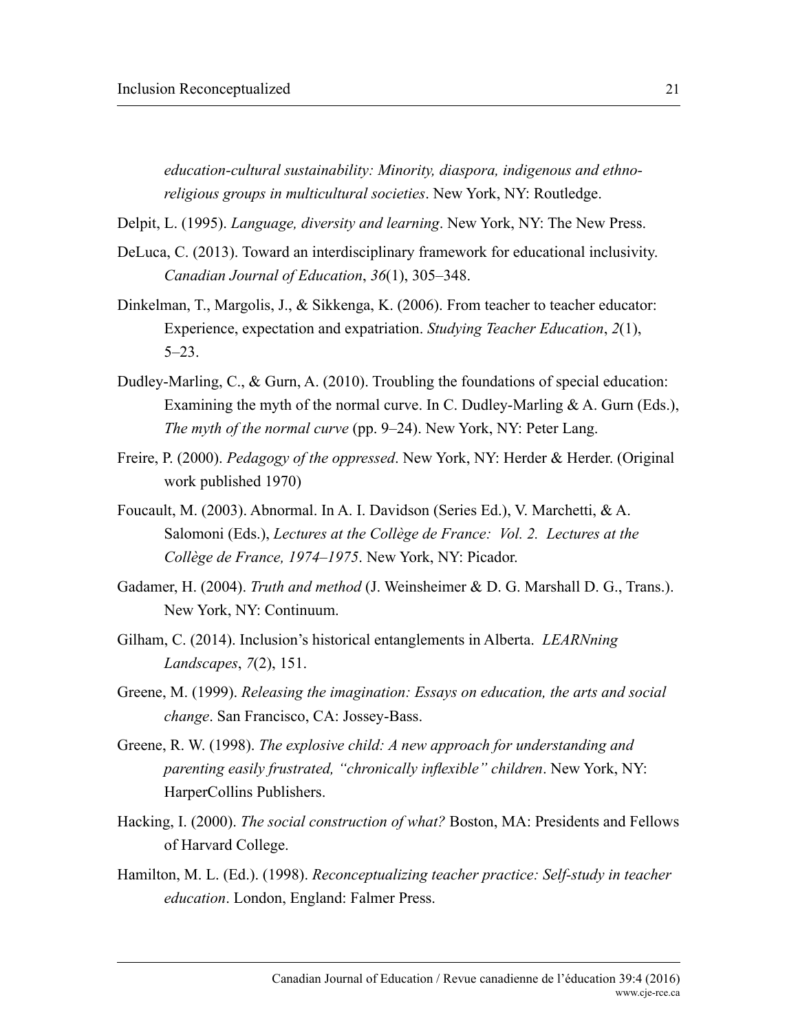*education-cultural sustainability: Minority, diaspora, indigenous and ethno-religious groups in multicultural societies*. New York, NY: Routledge.

Delpit, L. (1995). *Language, diversity and learning*. New York, NY: The New Press.

DeLuca, C. (2013). Toward an interdisciplinary framework for educational inclusivity. *Canadian Journal of Education*, *36*(1), 305–348.

Dinkelman, T., Margolis, J., & Sikkenga, K. (2006). From teacher to teacher educator: Experience, expectation and expatriation. *Studying Teacher Education*, *2*(1), 5–23.

Dudley-Marling, C., & Gurn, A. (2010). Troubling the foundations of special education: Examining the myth of the normal curve. In C. Dudley-Marling & A. Gurn (Eds.), *The myth of the normal curve* (pp. 9–24). New York, NY: Peter Lang.

Freire, P. (2000). *Pedagogy of the oppressed*. New York, NY: Herder & Herder. (Original work published 1970)

Foucault, M. (2003). Abnormal. In A. I. Davidson (Series Ed.), V. Marchetti, & A. Salomoni (Eds.), *Lectures at the Collège de France: Vol. 2. Lectures at the Collège de France, 1974–1975*. New York, NY: Picador.

Gadamer, H. (2004). *Truth and method* (J. Weinsheimer & D. G. Marshall D. G., Trans.). New York, NY: Continuum.

Gilham, C. (2014). Inclusion's historical entanglements in Alberta. *LEARNning Landscapes*, *7*(2), 151.

Greene, M. (1999). *Releasing the imagination: Essays on education, the arts and social change*. San Francisco, CA: Jossey-Bass.

Greene, R. W. (1998). *The explosive child: A new approach for understanding and parenting easily frustrated, "chronically inflexible" children*. New York, NY: HarperCollins Publishers.

Hacking, I. (2000). *The social construction of what?* Boston, MA: Presidents and Fellows of Harvard College.

Hamilton, M. L. (Ed.). (1998). *Reconceptualizing teacher practice: Self-study in teacher education*. London, England: Falmer Press.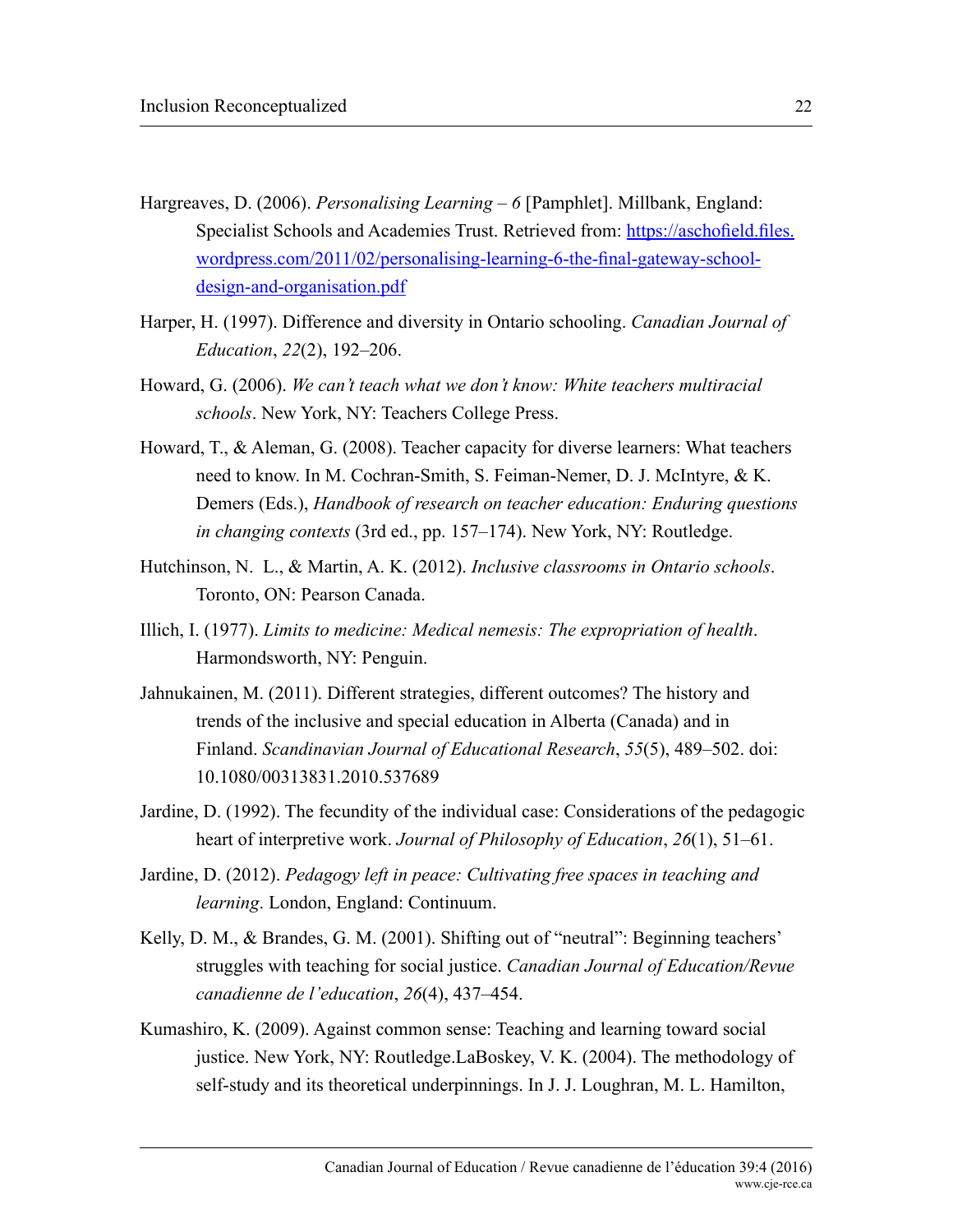Hargreaves, D. (2006). *Personalising Learning – 6* [Pamphlet]. Millbank, England: Specialist Schools and Academies Trust. Retrieved from: https://aschofield.files.wordpress.com/2011/02/personalising-learning-6-the-final-gateway-school-design-and-organisation.pdf

Harper, H. (1997). Difference and diversity in Ontario schooling. *Canadian Journal of Education*, *22*(2), 192–206.

Howard, G. (2006). *We can't teach what we don't know: White teachers multiracial schools*. New York, NY: Teachers College Press.

Howard, T., & Aleman, G. (2008). Teacher capacity for diverse learners: What teachers need to know. In M. Cochran-Smith, S. Feiman-Nemer, D. J. McIntyre, & K. Demers (Eds.), *Handbook of research on teacher education: Enduring questions in changing contexts* (3rd ed., pp. 157–174). New York, NY: Routledge.

Hutchinson, N. L., & Martin, A. K. (2012). *Inclusive classrooms in Ontario schools*. Toronto, ON: Pearson Canada.

Illich, I. (1977). *Limits to medicine: Medical nemesis: The expropriation of health*. Harmondsworth, NY: Penguin.

Jahnukainen, M. (2011). Different strategies, different outcomes? The history and trends of the inclusive and special education in Alberta (Canada) and in Finland. *Scandinavian Journal of Educational Research*, *55*(5), 489–502. doi: 10.1080/00313831.2010.537689

Jardine, D. (1992). The fecundity of the individual case: Considerations of the pedagogic heart of interpretive work. *Journal of Philosophy of Education*, *26*(1), 51–61.

Jardine, D. (2012). *Pedagogy left in peace: Cultivating free spaces in teaching and learning*. London, England: Continuum.

Kelly, D. M., & Brandes, G. M. (2001). Shifting out of "neutral": Beginning teachers' struggles with teaching for social justice. *Canadian Journal of Education/Revue canadienne de l'education*, *26*(4), 437–454.

Kumashiro, K. (2009). Against common sense: Teaching and learning toward social justice. New York, NY: Routledge.LaBoskey, V. K. (2004). The methodology of self-study and its theoretical underpinnings. In J. J. Loughran, M. L. Hamilton,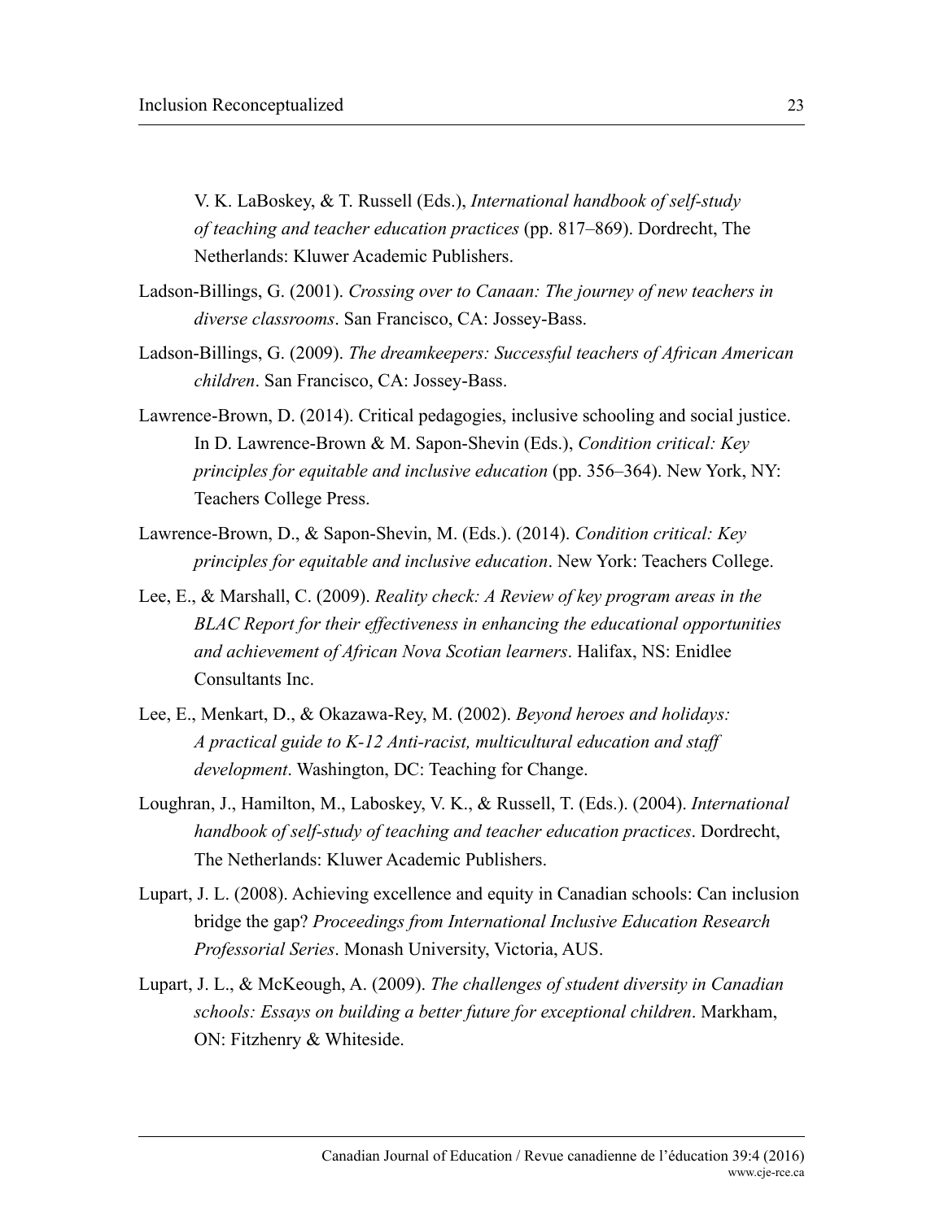V. K. LaBoskey, & T. Russell (Eds.), *International handbook of self-study of teaching and teacher education practices* (pp. 817–869). Dordrecht, The Netherlands: Kluwer Academic Publishers.

Ladson-Billings, G. (2001). *Crossing over to Canaan: The journey of new teachers in diverse classrooms*. San Francisco, CA: Jossey-Bass.

Ladson-Billings, G. (2009). *The dreamkeepers: Successful teachers of African American children*. San Francisco, CA: Jossey-Bass.

Lawrence-Brown, D. (2014). Critical pedagogies, inclusive schooling and social justice. In D. Lawrence-Brown & M. Sapon-Shevin (Eds.), *Condition critical: Key principles for equitable and inclusive education* (pp. 356–364). New York, NY: Teachers College Press.

Lawrence-Brown, D., & Sapon-Shevin, M. (Eds.). (2014). *Condition critical: Key principles for equitable and inclusive education*. New York: Teachers College.

Lee, E., & Marshall, C. (2009). *Reality check: A Review of key program areas in the BLAC Report for their effectiveness in enhancing the educational opportunities and achievement of African Nova Scotian learners*. Halifax, NS: Enidlee Consultants Inc.

Lee, E., Menkart, D., & Okazawa-Rey, M. (2002). *Beyond heroes and holidays: A practical guide to K-12 Anti-racist, multicultural education and staff development*. Washington, DC: Teaching for Change.

Loughran, J., Hamilton, M., Laboskey, V. K., & Russell, T. (Eds.). (2004). *International handbook of self-study of teaching and teacher education practices*. Dordrecht, The Netherlands: Kluwer Academic Publishers.

Lupart, J. L. (2008). Achieving excellence and equity in Canadian schools: Can inclusion bridge the gap? *Proceedings from International Inclusive Education Research Professorial Series*. Monash University, Victoria, AUS.

Lupart, J. L., & McKeough, A. (2009). *The challenges of student diversity in Canadian schools: Essays on building a better future for exceptional children*. Markham, ON: Fitzhenry & Whiteside.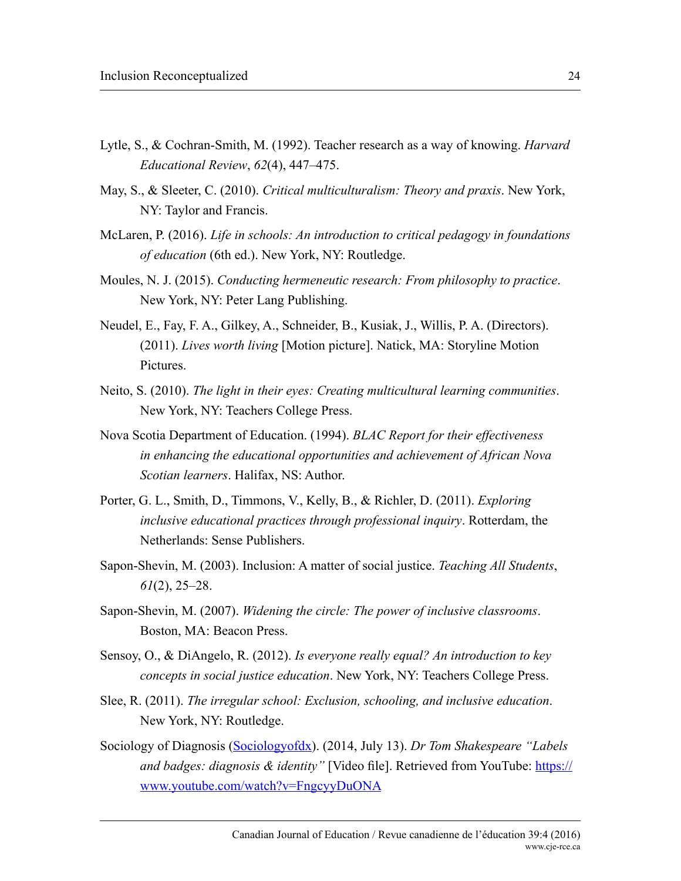Lytle, S., & Cochran-Smith, M. (1992). Teacher research as a way of knowing. *Harvard Educational Review*, *62*(4), 447–475.

May, S., & Sleeter, C. (2010). *Critical multiculturalism: Theory and praxis*. New York, NY: Taylor and Francis.

McLaren, P. (2016). *Life in schools: An introduction to critical pedagogy in foundations of education* (6th ed.). New York, NY: Routledge.

Moules, N. J. (2015). *Conducting hermeneutic research: From philosophy to practice*. New York, NY: Peter Lang Publishing.

Neudel, E., Fay, F. A., Gilkey, A., Schneider, B., Kusiak, J., Willis, P. A. (Directors). (2011). *Lives worth living* [Motion picture]. Natick, MA: Storyline Motion Pictures.

Neito, S. (2010). *The light in their eyes: Creating multicultural learning communities*. New York, NY: Teachers College Press.

Nova Scotia Department of Education. (1994). *BLAC Report for their effectiveness in enhancing the educational opportunities and achievement of African Nova Scotian learners*. Halifax, NS: Author.

Porter, G. L., Smith, D., Timmons, V., Kelly, B., & Richler, D. (2011). *Exploring inclusive educational practices through professional inquiry*. Rotterdam, the Netherlands: Sense Publishers.

Sapon-Shevin, M. (2003). Inclusion: A matter of social justice. *Teaching All Students*, *61*(2), 25–28.

Sapon-Shevin, M. (2007). *Widening the circle: The power of inclusive classrooms*. Boston, MA: Beacon Press.

Sensoy, O., & DiAngelo, R. (2012). *Is everyone really equal? An introduction to key concepts in social justice education*. New York, NY: Teachers College Press.

Slee, R. (2011). *The irregular school: Exclusion, schooling, and inclusive education*. New York, NY: Routledge.

Sociology of Diagnosis (Sociologyofdx). (2014, July 13). *Dr Tom Shakespeare "Labels and badges: diagnosis & identity"* [Video file]. Retrieved from YouTube: https://www.youtube.com/watch?v=FngcyyDuONA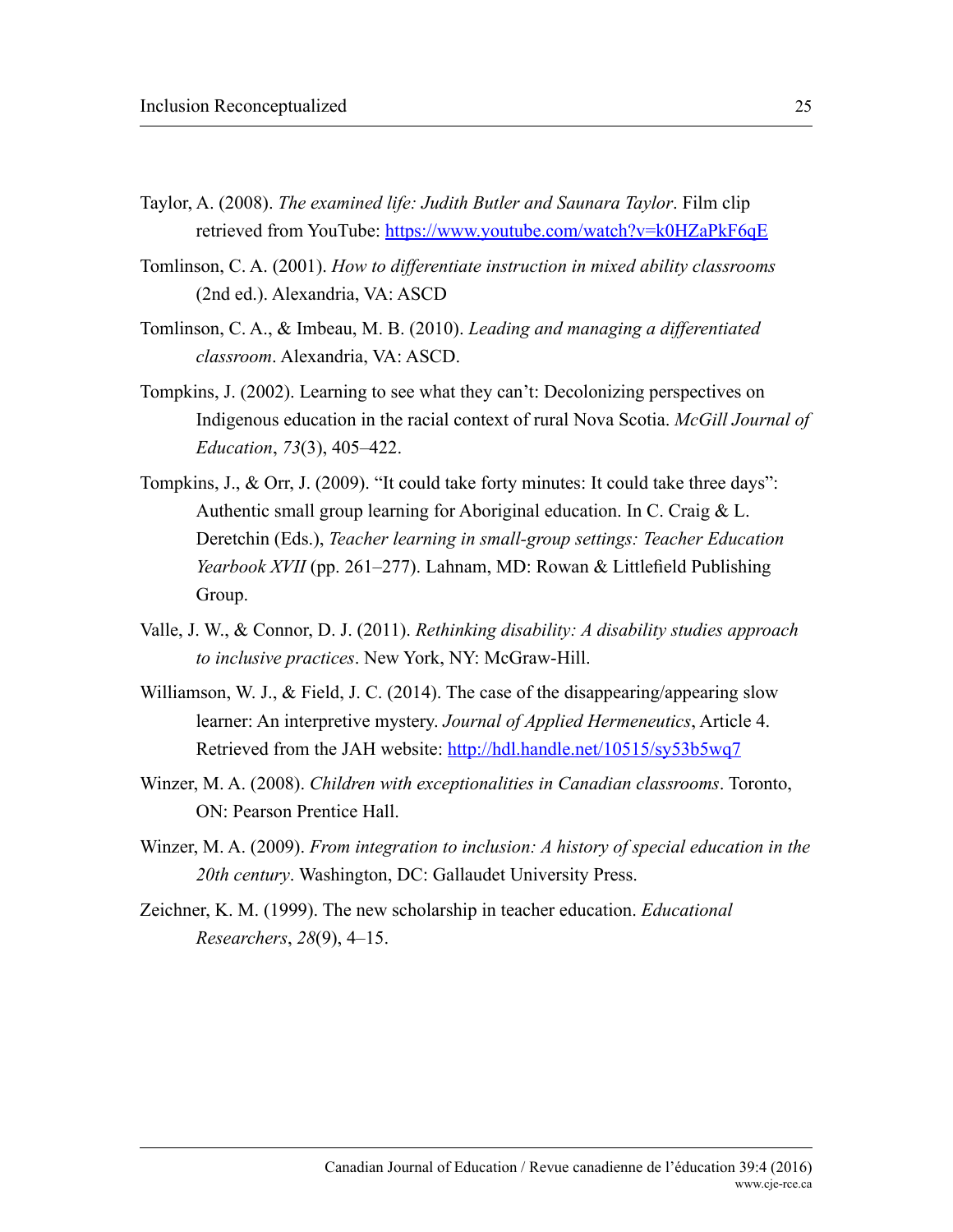Taylor, A. (2008). *The examined life: Judith Butler and Saunara Taylor*. Film clip retrieved from YouTube: https://www.youtube.com/watch?v=k0HZaPkF6qE

Tomlinson, C. A. (2001). *How to differentiate instruction in mixed ability classrooms* (2nd ed.). Alexandria, VA: ASCD

Tomlinson, C. A., & Imbeau, M. B. (2010). *Leading and managing a differentiated classroom*. Alexandria, VA: ASCD.

Tompkins, J. (2002). Learning to see what they can't: Decolonizing perspectives on Indigenous education in the racial context of rural Nova Scotia. *McGill Journal of Education*, *73*(3), 405–422.

Tompkins, J., & Orr, J. (2009). "It could take forty minutes: It could take three days": Authentic small group learning for Aboriginal education. In C. Craig & L. Deretchin (Eds.), *Teacher learning in small-group settings: Teacher Education Yearbook XVII* (pp. 261–277). Lahnam, MD: Rowan & Littlefield Publishing Group.

Valle, J. W., & Connor, D. J. (2011). *Rethinking disability: A disability studies approach to inclusive practices*. New York, NY: McGraw-Hill.

Williamson, W. J., & Field, J. C. (2014). The case of the disappearing/appearing slow learner: An interpretive mystery. *Journal of Applied Hermeneutics*, Article 4. Retrieved from the JAH website: http://hdl.handle.net/10515/sy53b5wq7

Winzer, M. A. (2008). *Children with exceptionalities in Canadian classrooms*. Toronto, ON: Pearson Prentice Hall.

Winzer, M. A. (2009). *From integration to inclusion: A history of special education in the 20th century*. Washington, DC: Gallaudet University Press.

Zeichner, K. M. (1999). The new scholarship in teacher education. *Educational Researchers*, *28*(9), 4–15.